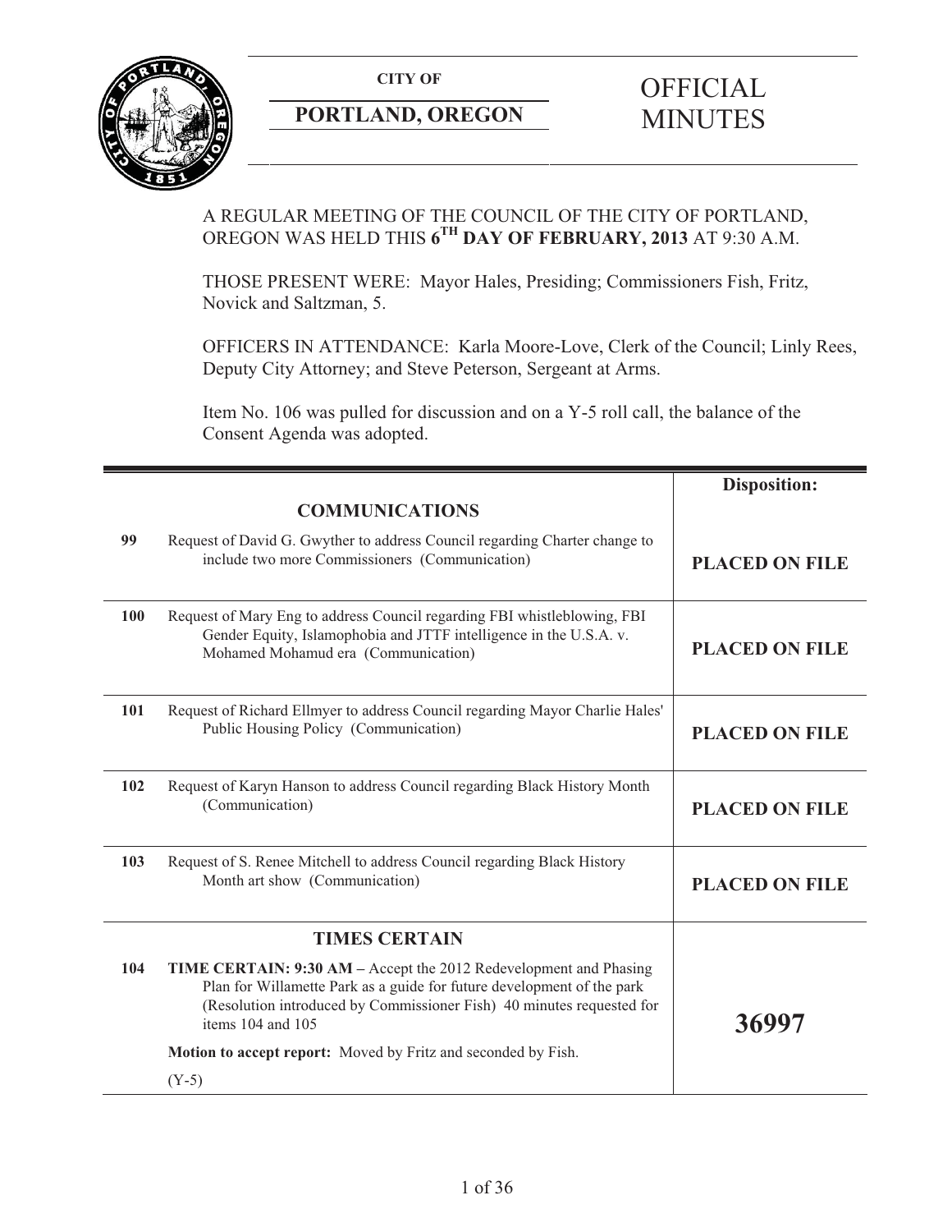**CITY OF**

**PORTLAND, OREGON**

# OFFICIAL MINUTES

A REGULAR MEETING OF THE COUNCIL OF THE CITY OF PORTLAND, OREGON WAS HELD THIS **6TH DAY OF FEBRUARY, 2013** AT 9:30 A.M.

THOSE PRESENT WERE: Mayor Hales, Presiding; Commissioners Fish, Fritz, Novick and Saltzman, 5.

OFFICERS IN ATTENDANCE: Karla Moore-Love, Clerk of the Council; Linly Rees, Deputy City Attorney; and Steve Peterson, Sergeant at Arms.

Item No. 106 was pulled for discussion and on a Y-5 roll call, the balance of the Consent Agenda was adopted.

| | | **Disposition:** |
|---|---|---|
| | **COMMUNICATIONS** | |
| **99** | Request of David G. Gwyther to address Council regarding Charter change to include two more Commissioners (Communication) | **PLACED ON FILE** |
| **100** | Request of Mary Eng to address Council regarding FBI whistleblowing, FBI Gender Equity, Islamophobia and JTTF intelligence in the U.S.A. v. Mohamed Mohamud era (Communication) | **PLACED ON FILE** |
| **101** | Request of Richard Ellmyer to address Council regarding Mayor Charlie Hales' Public Housing Policy (Communication) | **PLACED ON FILE** |
| **102** | Request of Karyn Hanson to address Council regarding Black History Month (Communication) | **PLACED ON FILE** |
| **103** | Request of S. Renee Mitchell to address Council regarding Black History Month art show (Communication) | **PLACED ON FILE** |
| | **TIMES CERTAIN** | |
| **104** | **TIME CERTAIN: 9:30 AM –** Accept the 2012 Redevelopment and Phasing Plan for Willamette Park as a guide for future development of the park (Resolution introduced by Commissioner Fish) 40 minutes requested for items 104 and 105<br><br>**Motion to accept report:** Moved by Fritz and seconded by Fish.<br><br>(Y-5) | **36997** |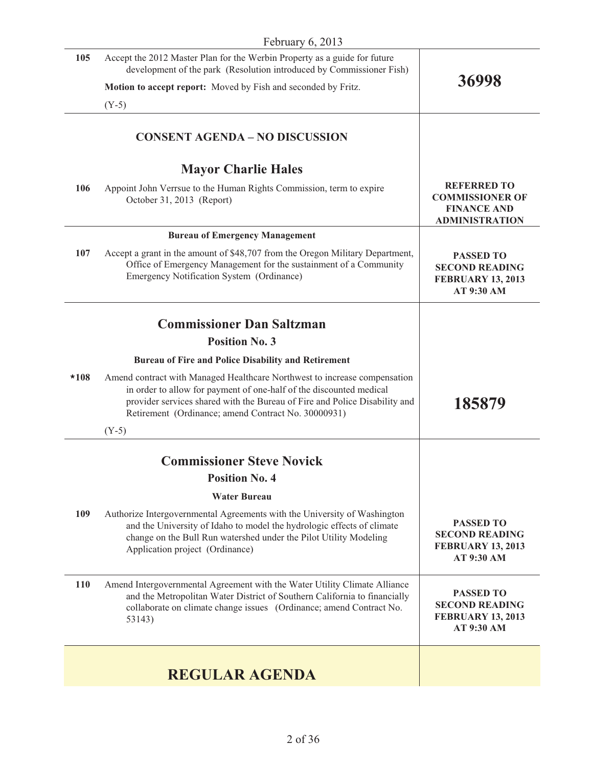February 6, 2013

| | | |
|---|---|---|
| 105 | Accept the 2012 Master Plan for the Werbin Property as a guide for future development of the park (Resolution introduced by Commissioner Fish)<br><br>**Motion to accept report:** Moved by Fish and seconded by Fritz.<br><br>(Y-5) | **36998** |

## CONSENT AGENDA – NO DISCUSSION

### Mayor Charlie Hales

| | | |
|---|---|---|
| 106 | Appoint John Verrsue to the Human Rights Commission, term to expire October 31, 2013 (Report) | **REFERRED TO COMMISSIONER OF FINANCE AND ADMINISTRATION** |

**Bureau of Emergency Management**

| | | |
|---|---|---|
| 107 | Accept a grant in the amount of $48,707 from the Oregon Military Department, Office of Emergency Management for the sustainment of a Community Emergency Notification System (Ordinance) | **PASSED TO SECOND READING FEBRUARY 13, 2013 AT 9:30 AM** |

### Commissioner Dan Saltzman

**Position No. 3**

**Bureau of Fire and Police Disability and Retirement**

| | | |
|---|---|---|
| *108 | Amend contract with Managed Healthcare Northwest to increase compensation in order to allow for payment of one-half of the discounted medical provider services shared with the Bureau of Fire and Police Disability and Retirement (Ordinance; amend Contract No. 30000931)<br><br>(Y-5) | **185879** |

### Commissioner Steve Novick

**Position No. 4**

**Water Bureau**

| | | |
|---|---|---|
| 109 | Authorize Intergovernmental Agreements with the University of Washington and the University of Idaho to model the hydrologic effects of climate change on the Bull Run watershed under the Pilot Utility Modeling Application project (Ordinance) | **PASSED TO SECOND READING FEBRUARY 13, 2013 AT 9:30 AM** |
| 110 | Amend Intergovernmental Agreement with the Water Utility Climate Alliance and the Metropolitan Water District of Southern California to financially collaborate on climate change issues (Ordinance; amend Contract No. 53143) | **PASSED TO SECOND READING FEBRUARY 13, 2013 AT 9:30 AM** |

## REGULAR AGENDA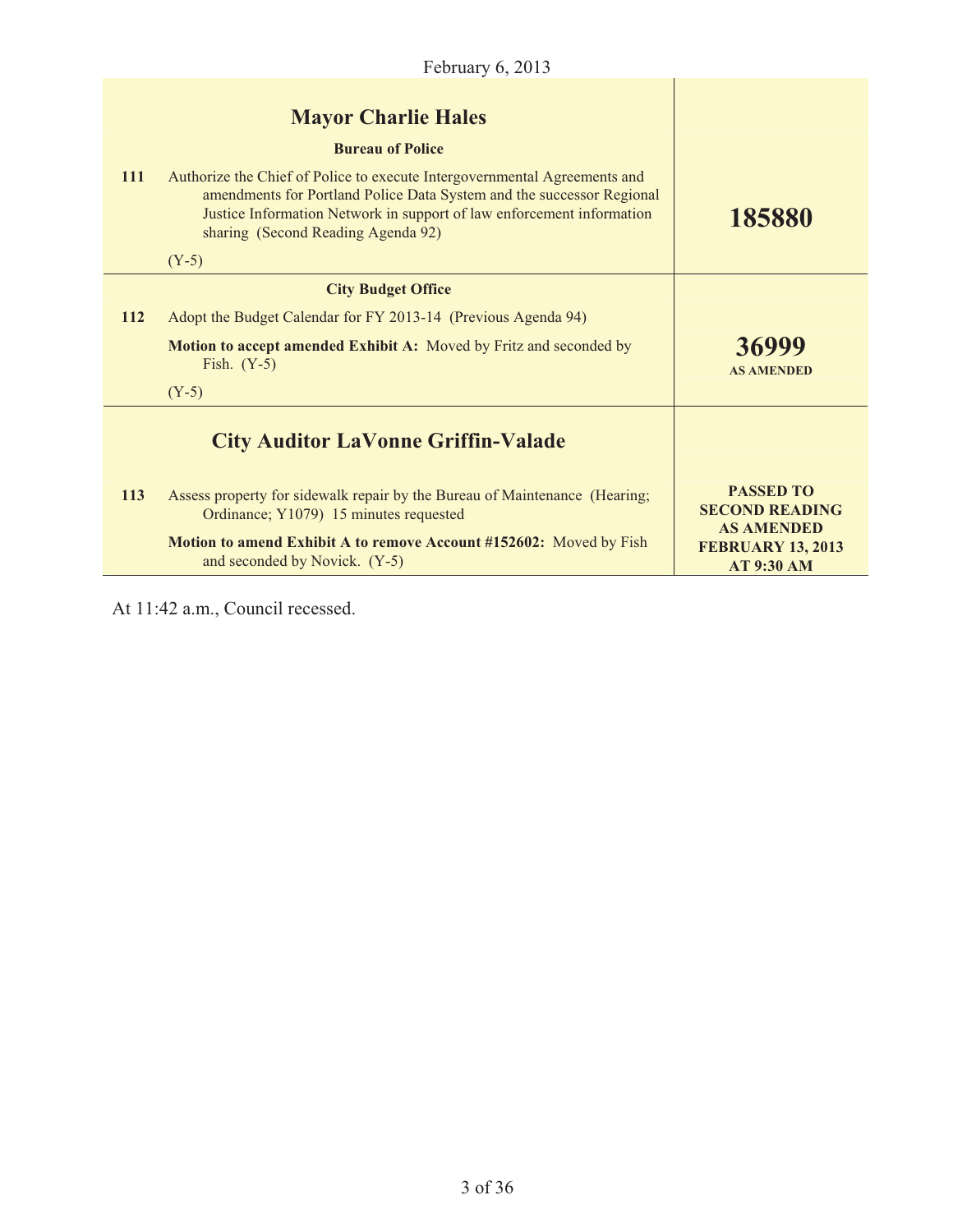February 6, 2013

## Mayor Charlie Hales

### Bureau of Police

| | | |
|---|---|---|
| **111** | Authorize the Chief of Police to execute Intergovernmental Agreements and amendments for Portland Police Data System and the successor Regional Justice Information Network in support of law enforcement information sharing (Second Reading Agenda 92)<br><br>(Y-5) | **185880** |

### City Budget Office

| | | |
|---|---|---|
| **112** | Adopt the Budget Calendar for FY 2013-14 (Previous Agenda 94)<br><br>**Motion to accept amended Exhibit A:** Moved by Fritz and seconded by Fish. (Y-5)<br><br>(Y-5) | **36999**<br>**AS AMENDED** |

## City Auditor LaVonne Griffin-Valade

| | | |
|---|---|---|
| **113** | Assess property for sidewalk repair by the Bureau of Maintenance (Hearing; Ordinance; Y1079) 15 minutes requested<br><br>**Motion to amend Exhibit A to remove Account #152602:** Moved by Fish and seconded by Novick. (Y-5) | **PASSED TO SECOND READING AS AMENDED FEBRUARY 13, 2013 AT 9:30 AM** |

At 11:42 a.m., Council recessed.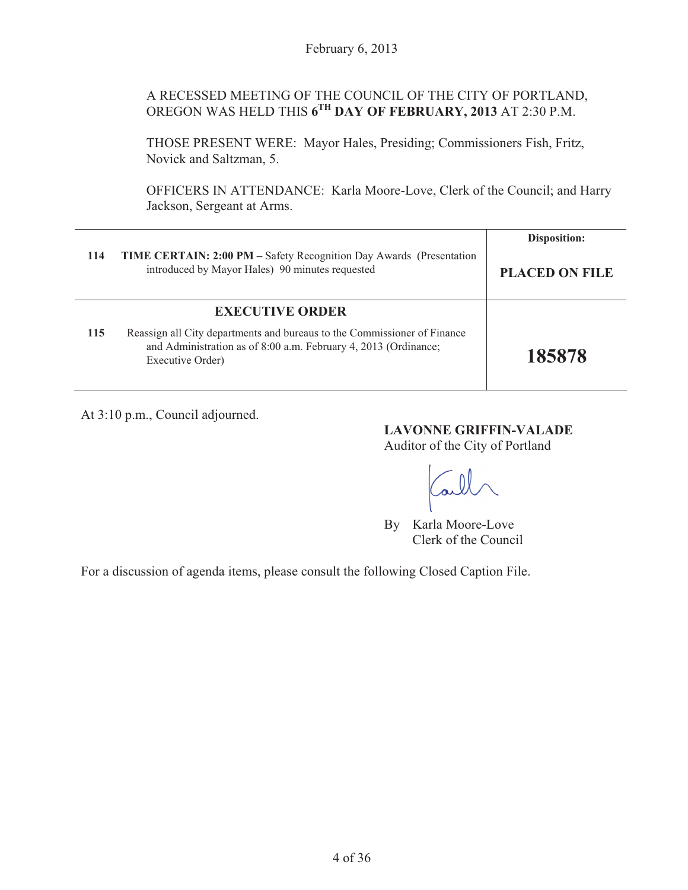February 6, 2013

A RECESSED MEETING OF THE COUNCIL OF THE CITY OF PORTLAND, OREGON WAS HELD THIS **6TH DAY OF FEBRUARY, 2013** AT 2:30 P.M.

THOSE PRESENT WERE: Mayor Hales, Presiding; Commissioners Fish, Fritz, Novick and Saltzman, 5.

OFFICERS IN ATTENDANCE: Karla Moore-Love, Clerk of the Council; and Harry Jackson, Sergeant at Arms.

| | | Disposition: |
|---|---|---|
| 114 | **TIME CERTAIN: 2:00 PM –** Safety Recognition Day Awards (Presentation introduced by Mayor Hales) 90 minutes requested | **PLACED ON FILE** |
| | **EXECUTIVE ORDER** | |
| 115 | Reassign all City departments and bureaus to the Commissioner of Finance and Administration as of 8:00 a.m. February 4, 2013 (Ordinance; Executive Order) | **185878** |

At 3:10 p.m., Council adjourned.

**LAVONNE GRIFFIN-VALADE**
Auditor of the City of Portland

By Karla Moore-Love
Clerk of the Council

For a discussion of agenda items, please consult the following Closed Caption File.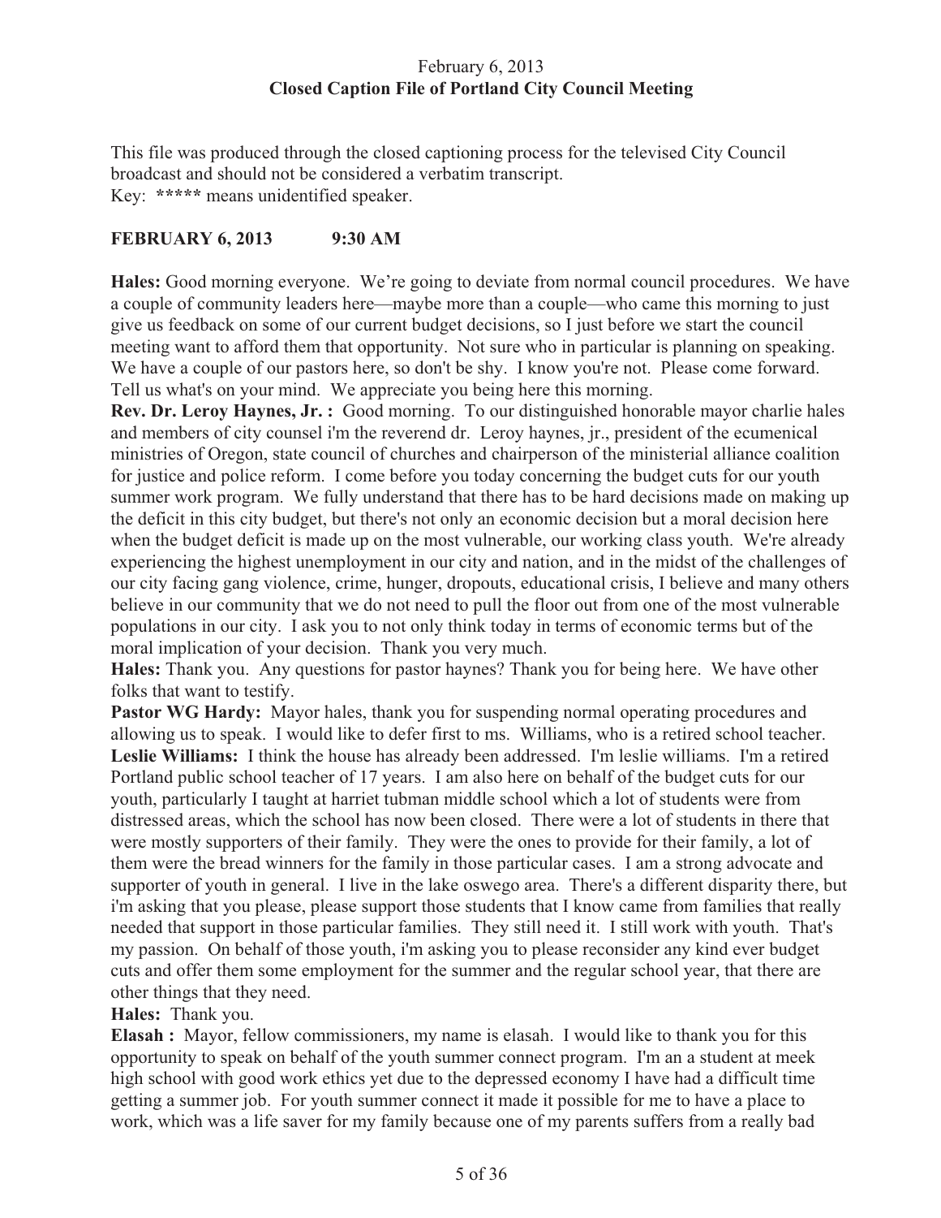February 6, 2013
**Closed Caption File of Portland City Council Meeting**

This file was produced through the closed captioning process for the televised City Council broadcast and should not be considered a verbatim transcript.
Key: ***** means unidentified speaker.

**FEBRUARY 6, 2013 9:30 AM**

**Hales:** Good morning everyone. We're going to deviate from normal council procedures. We have a couple of community leaders here—maybe more than a couple—who came this morning to just give us feedback on some of our current budget decisions, so I just before we start the council meeting want to afford them that opportunity. Not sure who in particular is planning on speaking. We have a couple of our pastors here, so don't be shy. I know you're not. Please come forward. Tell us what's on your mind. We appreciate you being here this morning.

**Rev. Dr. Leroy Haynes, Jr. :** Good morning. To our distinguished honorable mayor charlie hales and members of city counsel i'm the reverend dr. Leroy haynes, jr., president of the ecumenical ministries of Oregon, state council of churches and chairperson of the ministerial alliance coalition for justice and police reform. I come before you today concerning the budget cuts for our youth summer work program. We fully understand that there has to be hard decisions made on making up the deficit in this city budget, but there's not only an economic decision but a moral decision here when the budget deficit is made up on the most vulnerable, our working class youth. We're already experiencing the highest unemployment in our city and nation, and in the midst of the challenges of our city facing gang violence, crime, hunger, dropouts, educational crisis, I believe and many others believe in our community that we do not need to pull the floor out from one of the most vulnerable populations in our city. I ask you to not only think today in terms of economic terms but of the moral implication of your decision. Thank you very much.

**Hales:** Thank you. Any questions for pastor haynes? Thank you for being here. We have other folks that want to testify.

**Pastor WG Hardy:** Mayor hales, thank you for suspending normal operating procedures and allowing us to speak. I would like to defer first to ms. Williams, who is a retired school teacher.

**Leslie Williams:** I think the house has already been addressed. I'm leslie williams. I'm a retired Portland public school teacher of 17 years. I am also here on behalf of the budget cuts for our youth, particularly I taught at harriet tubman middle school which a lot of students were from distressed areas, which the school has now been closed. There were a lot of students in there that were mostly supporters of their family. They were the ones to provide for their family, a lot of them were the bread winners for the family in those particular cases. I am a strong advocate and supporter of youth in general. I live in the lake oswego area. There's a different disparity there, but i'm asking that you please, please support those students that I know came from families that really needed that support in those particular families. They still need it. I still work with youth. That's my passion. On behalf of those youth, i'm asking you to please reconsider any kind ever budget cuts and offer them some employment for the summer and the regular school year, that there are other things that they need.

**Hales:** Thank you.

**Elasah :** Mayor, fellow commissioners, my name is elasah. I would like to thank you for this opportunity to speak on behalf of the youth summer connect program. I'm an a student at meek high school with good work ethics yet due to the depressed economy I have had a difficult time getting a summer job. For youth summer connect it made it possible for me to have a place to work, which was a life saver for my family because one of my parents suffers from a really bad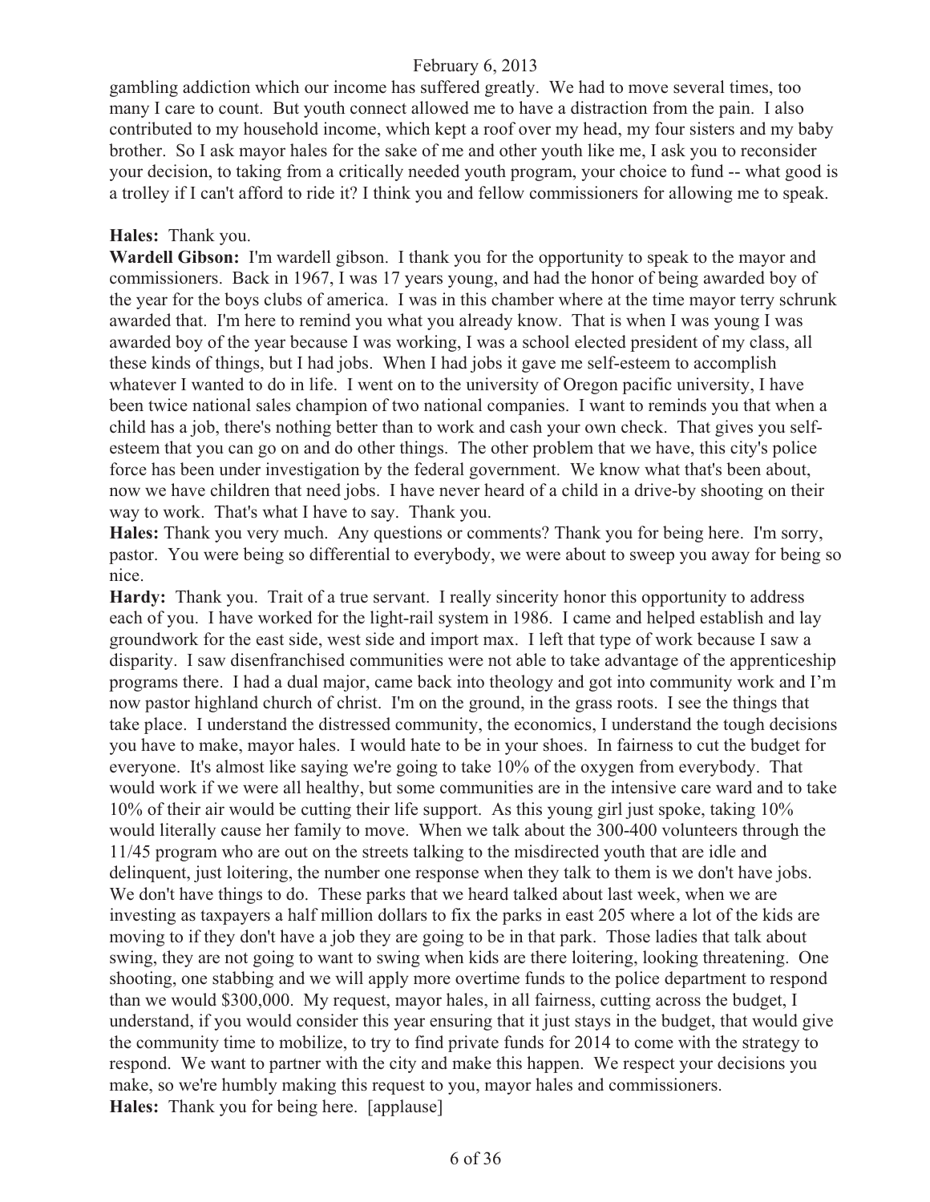gambling addiction which our income has suffered greatly. We had to move several times, too many I care to count. But youth connect allowed me to have a distraction from the pain. I also contributed to my household income, which kept a roof over my head, my four sisters and my baby brother. So I ask mayor hales for the sake of me and other youth like me, I ask you to reconsider your decision, to taking from a critically needed youth program, your choice to fund -- what good is a trolley if I can't afford to ride it? I think you and fellow commissioners for allowing me to speak.

**Hales:** Thank you.

**Wardell Gibson:** I'm wardell gibson. I thank you for the opportunity to speak to the mayor and commissioners. Back in 1967, I was 17 years young, and had the honor of being awarded boy of the year for the boys clubs of america. I was in this chamber where at the time mayor terry schrunk awarded that. I'm here to remind you what you already know. That is when I was young I was awarded boy of the year because I was working, I was a school elected president of my class, all these kinds of things, but I had jobs. When I had jobs it gave me self-esteem to accomplish whatever I wanted to do in life. I went on to the university of Oregon pacific university, I have been twice national sales champion of two national companies. I want to reminds you that when a child has a job, there's nothing better than to work and cash your own check. That gives you self-esteem that you can go on and do other things. The other problem that we have, this city's police force has been under investigation by the federal government. We know what that's been about, now we have children that need jobs. I have never heard of a child in a drive-by shooting on their way to work. That's what I have to say. Thank you.

**Hales:** Thank you very much. Any questions or comments? Thank you for being here. I'm sorry, pastor. You were being so differential to everybody, we were about to sweep you away for being so nice.

**Hardy:** Thank you. Trait of a true servant. I really sincerity honor this opportunity to address each of you. I have worked for the light-rail system in 1986. I came and helped establish and lay groundwork for the east side, west side and import max. I left that type of work because I saw a disparity. I saw disenfranchised communities were not able to take advantage of the apprenticeship programs there. I had a dual major, came back into theology and got into community work and I'm now pastor highland church of christ. I'm on the ground, in the grass roots. I see the things that take place. I understand the distressed community, the economics, I understand the tough decisions you have to make, mayor hales. I would hate to be in your shoes. In fairness to cut the budget for everyone. It's almost like saying we're going to take 10% of the oxygen from everybody. That would work if we were all healthy, but some communities are in the intensive care ward and to take 10% of their air would be cutting their life support. As this young girl just spoke, taking 10% would literally cause her family to move. When we talk about the 300-400 volunteers through the 11/45 program who are out on the streets talking to the misdirected youth that are idle and delinquent, just loitering, the number one response when they talk to them is we don't have jobs. We don't have things to do. These parks that we heard talked about last week, when we are investing as taxpayers a half million dollars to fix the parks in east 205 where a lot of the kids are moving to if they don't have a job they are going to be in that park. Those ladies that talk about swing, they are not going to want to swing when kids are there loitering, looking threatening. One shooting, one stabbing and we will apply more overtime funds to the police department to respond than we would $300,000. My request, mayor hales, in all fairness, cutting across the budget, I understand, if you would consider this year ensuring that it just stays in the budget, that would give the community time to mobilize, to try to find private funds for 2014 to come with the strategy to respond. We want to partner with the city and make this happen. We respect your decisions you make, so we're humbly making this request to you, mayor hales and commissioners.

**Hales:** Thank you for being here. [applause]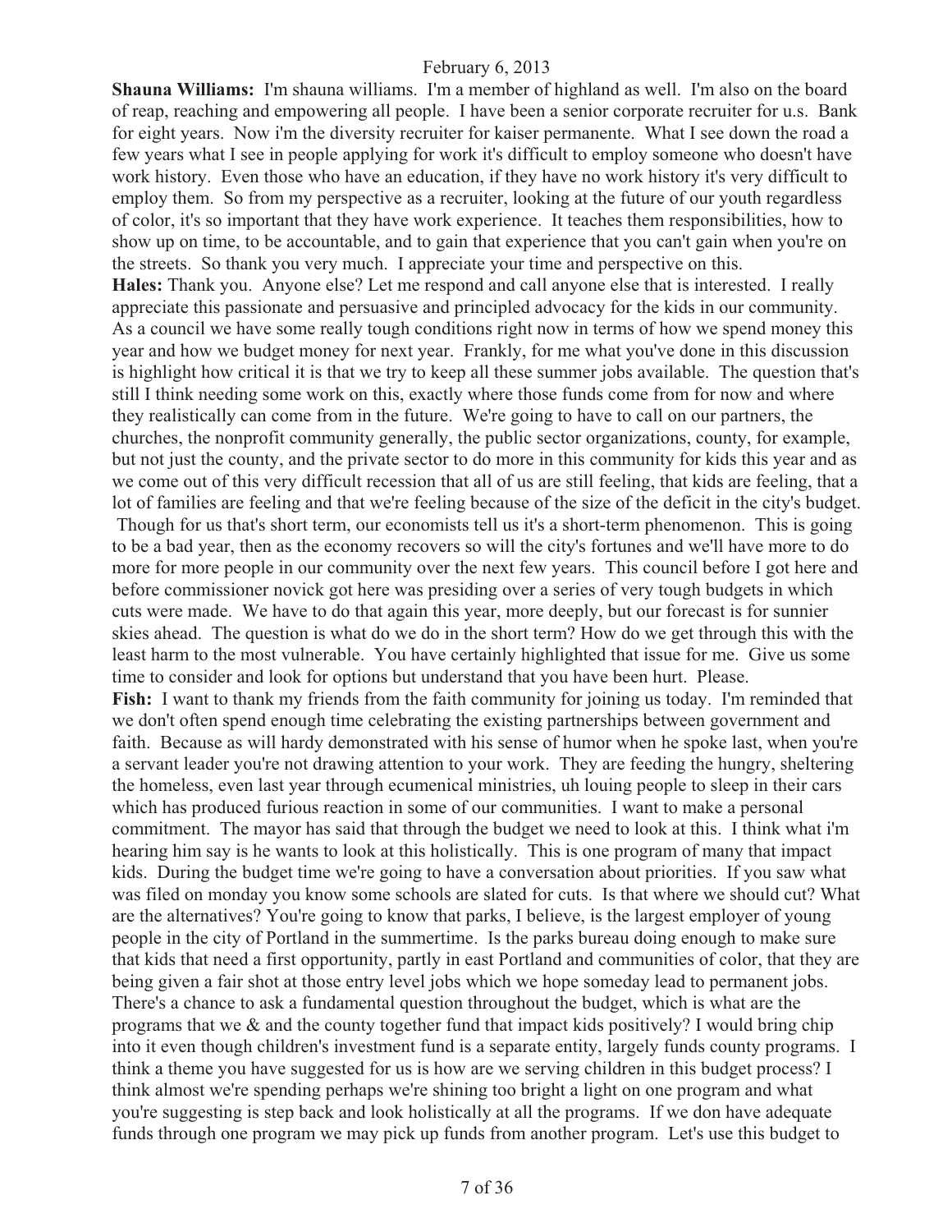**Shauna Williams:** I'm shauna williams. I'm a member of highland as well. I'm also on the board of reap, reaching and empowering all people. I have been a senior corporate recruiter for u.s. Bank for eight years. Now i'm the diversity recruiter for kaiser permanente. What I see down the road a few years what I see in people applying for work it's difficult to employ someone who doesn't have work history. Even those who have an education, if they have no work history it's very difficult to employ them. So from my perspective as a recruiter, looking at the future of our youth regardless of color, it's so important that they have work experience. It teaches them responsibilities, how to show up on time, to be accountable, and to gain that experience that you can't gain when you're on the streets. So thank you very much. I appreciate your time and perspective on this.

**Hales:** Thank you. Anyone else? Let me respond and call anyone else that is interested. I really appreciate this passionate and persuasive and principled advocacy for the kids in our community. As a council we have some really tough conditions right now in terms of how we spend money this year and how we budget money for next year. Frankly, for me what you've done in this discussion is highlight how critical it is that we try to keep all these summer jobs available. The question that's still I think needing some work on this, exactly where those funds come from for now and where they realistically can come from in the future. We're going to have to call on our partners, the churches, the nonprofit community generally, the public sector organizations, county, for example, but not just the county, and the private sector to do more in this community for kids this year and as we come out of this very difficult recession that all of us are still feeling, that kids are feeling, that a lot of families are feeling and that we're feeling because of the size of the deficit in the city's budget. Though for us that's short term, our economists tell us it's a short-term phenomenon. This is going to be a bad year, then as the economy recovers so will the city's fortunes and we'll have more to do more for more people in our community over the next few years. This council before I got here and before commissioner novick got here was presiding over a series of very tough budgets in which cuts were made. We have to do that again this year, more deeply, but our forecast is for sunnier skies ahead. The question is what do we do in the short term? How do we get through this with the least harm to the most vulnerable. You have certainly highlighted that issue for me. Give us some time to consider and look for options but understand that you have been hurt. Please.

**Fish:** I want to thank my friends from the faith community for joining us today. I'm reminded that we don't often spend enough time celebrating the existing partnerships between government and faith. Because as will hardy demonstrated with his sense of humor when he spoke last, when you're a servant leader you're not drawing attention to your work. They are feeding the hungry, sheltering the homeless, even last year through ecumenical ministries, uh louing people to sleep in their cars which has produced furious reaction in some of our communities. I want to make a personal commitment. The mayor has said that through the budget we need to look at this. I think what i'm hearing him say is he wants to look at this holistically. This is one program of many that impact kids. During the budget time we're going to have a conversation about priorities. If you saw what was filed on monday you know some schools are slated for cuts. Is that where we should cut? What are the alternatives? You're going to know that parks, I believe, is the largest employer of young people in the city of Portland in the summertime. Is the parks bureau doing enough to make sure that kids that need a first opportunity, partly in east Portland and communities of color, that they are being given a fair shot at those entry level jobs which we hope someday lead to permanent jobs. There's a chance to ask a fundamental question throughout the budget, which is what are the programs that we & and the county together fund that impact kids positively? I would bring chip into it even though children's investment fund is a separate entity, largely funds county programs. I think a theme you have suggested for us is how are we serving children in this budget process? I think almost we're spending perhaps we're shining too bright a light on one program and what you're suggesting is step back and look holistically at all the programs. If we don have adequate funds through one program we may pick up funds from another program. Let's use this budget to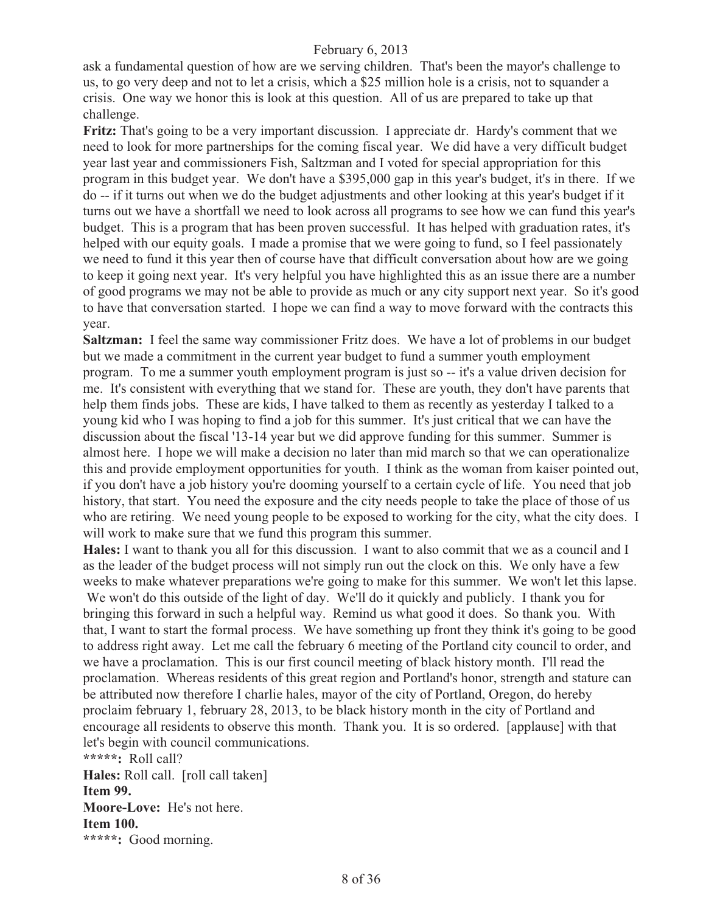ask a fundamental question of how are we serving children. That's been the mayor's challenge to us, to go very deep and not to let a crisis, which a $25 million hole is a crisis, not to squander a crisis. One way we honor this is look at this question. All of us are prepared to take up that challenge.

**Fritz:** That's going to be a very important discussion. I appreciate dr. Hardy's comment that we need to look for more partnerships for the coming fiscal year. We did have a very difficult budget year last year and commissioners Fish, Saltzman and I voted for special appropriation for this program in this budget year. We don't have a $395,000 gap in this year's budget, it's in there. If we do -- if it turns out when we do the budget adjustments and other looking at this year's budget if it turns out we have a shortfall we need to look across all programs to see how we can fund this year's budget. This is a program that has been proven successful. It has helped with graduation rates, it's helped with our equity goals. I made a promise that we were going to fund, so I feel passionately we need to fund it this year then of course have that difficult conversation about how are we going to keep it going next year. It's very helpful you have highlighted this as an issue there are a number of good programs we may not be able to provide as much or any city support next year. So it's good to have that conversation started. I hope we can find a way to move forward with the contracts this year.

**Saltzman:** I feel the same way commissioner Fritz does. We have a lot of problems in our budget but we made a commitment in the current year budget to fund a summer youth employment program. To me a summer youth employment program is just so -- it's a value driven decision for me. It's consistent with everything that we stand for. These are youth, they don't have parents that help them finds jobs. These are kids, I have talked to them as recently as yesterday I talked to a young kid who I was hoping to find a job for this summer. It's just critical that we can have the discussion about the fiscal '13-14 year but we did approve funding for this summer. Summer is almost here. I hope we will make a decision no later than mid march so that we can operationalize this and provide employment opportunities for youth. I think as the woman from kaiser pointed out, if you don't have a job history you're dooming yourself to a certain cycle of life. You need that job history, that start. You need the exposure and the city needs people to take the place of those of us who are retiring. We need young people to be exposed to working for the city, what the city does. I will work to make sure that we fund this program this summer.

**Hales:** I want to thank you all for this discussion. I want to also commit that we as a council and I as the leader of the budget process will not simply run out the clock on this. We only have a few weeks to make whatever preparations we're going to make for this summer. We won't let this lapse. We won't do this outside of the light of day. We'll do it quickly and publicly. I thank you for bringing this forward in such a helpful way. Remind us what good it does. So thank you. With that, I want to start the formal process. We have something up front they think it's going to be good to address right away. Let me call the february 6 meeting of the Portland city council to order, and we have a proclamation. This is our first council meeting of black history month. I'll read the proclamation. Whereas residents of this great region and Portland's honor, strength and stature can be attributed now therefore I charlie hales, mayor of the city of Portland, Oregon, do hereby proclaim february 1, february 28, 2013, to be black history month in the city of Portland and encourage all residents to observe this month. Thank you. It is so ordered. [applause] with that let's begin with council communications.

**\*\*\*\*\*:** Roll call?

**Hales:** Roll call. [roll call taken]

**Item 99.**

**Moore-Love:** He's not here.

**Item 100.**

**\*\*\*\*\*:** Good morning.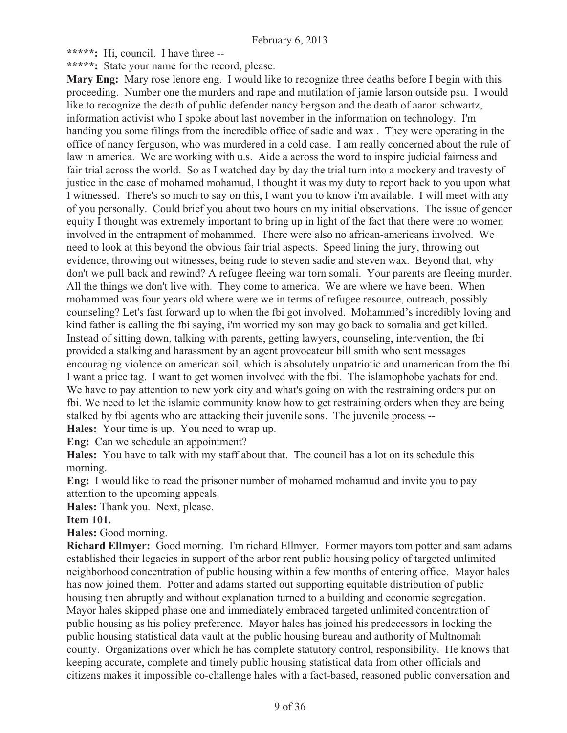**\*\*\*\*\*:** Hi, council. I have three --

**\*\*\*\*\*:** State your name for the record, please.

**Mary Eng:** Mary rose lenore eng. I would like to recognize three deaths before I begin with this proceeding. Number one the murders and rape and mutilation of jamie larson outside psu. I would like to recognize the death of public defender nancy bergson and the death of aaron schwartz, information activist who I spoke about last november in the information on technology. I'm handing you some filings from the incredible office of sadie and wax . They were operating in the office of nancy ferguson, who was murdered in a cold case. I am really concerned about the rule of law in america. We are working with u.s. Aide a across the word to inspire judicial fairness and fair trial across the world. So as I watched day by day the trial turn into a mockery and travesty of justice in the case of mohamed mohamud, I thought it was my duty to report back to you upon what I witnessed. There's so much to say on this, I want you to know i'm available. I will meet with any of you personally. Could brief you about two hours on my initial observations. The issue of gender equity I thought was extremely important to bring up in light of the fact that there were no women involved in the entrapment of mohammed. There were also no african-americans involved. We need to look at this beyond the obvious fair trial aspects. Speed lining the jury, throwing out evidence, throwing out witnesses, being rude to steven sadie and steven wax. Beyond that, why don't we pull back and rewind? A refugee fleeing war torn somali. Your parents are fleeing murder. All the things we don't live with. They come to america. We are where we have been. When mohammed was four years old where were we in terms of refugee resource, outreach, possibly counseling? Let's fast forward up to when the fbi got involved. Mohammed's incredibly loving and kind father is calling the fbi saying, i'm worried my son may go back to somalia and get killed. Instead of sitting down, talking with parents, getting lawyers, counseling, intervention, the fbi provided a stalking and harassment by an agent provocateur bill smith who sent messages encouraging violence on american soil, which is absolutely unpatriotic and unamerican from the fbi. I want a price tag. I want to get women involved with the fbi. The islamophobe yachats for end. We have to pay attention to new york city and what's going on with the restraining orders put on fbi. We need to let the islamic community know how to get restraining orders when they are being stalked by fbi agents who are attacking their juvenile sons. The juvenile process --

**Hales:** Your time is up. You need to wrap up.

**Eng:** Can we schedule an appointment?

**Hales:** You have to talk with my staff about that. The council has a lot on its schedule this morning.

**Eng:** I would like to read the prisoner number of mohamed mohamud and invite you to pay attention to the upcoming appeals.

**Hales:** Thank you. Next, please.

**Item 101.**

**Hales:** Good morning.

**Richard Ellmyer:** Good morning. I'm richard Ellmyer. Former mayors tom potter and sam adams established their legacies in support of the arbor rent public housing policy of targeted unlimited neighborhood concentration of public housing within a few months of entering office. Mayor hales has now joined them. Potter and adams started out supporting equitable distribution of public housing then abruptly and without explanation turned to a building and economic segregation. Mayor hales skipped phase one and immediately embraced targeted unlimited concentration of public housing as his policy preference. Mayor hales has joined his predecessors in locking the public housing statistical data vault at the public housing bureau and authority of Multnomah county. Organizations over which he has complete statutory control, responsibility. He knows that keeping accurate, complete and timely public housing statistical data from other officials and citizens makes it impossible co-challenge hales with a fact-based, reasoned public conversation and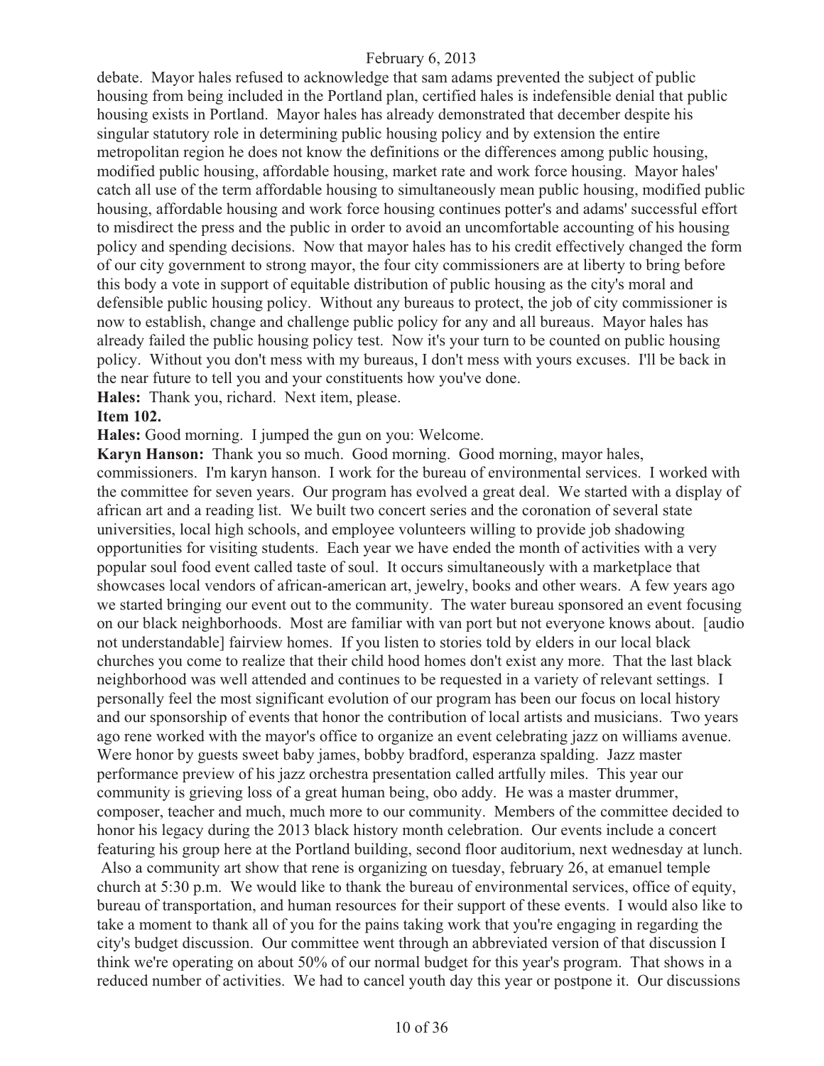debate. Mayor hales refused to acknowledge that sam adams prevented the subject of public housing from being included in the Portland plan, certified hales is indefensible denial that public housing exists in Portland. Mayor hales has already demonstrated that december despite his singular statutory role in determining public housing policy and by extension the entire metropolitan region he does not know the definitions or the differences among public housing, modified public housing, affordable housing, market rate and work force housing. Mayor hales' catch all use of the term affordable housing to simultaneously mean public housing, modified public housing, affordable housing and work force housing continues potter's and adams' successful effort to misdirect the press and the public in order to avoid an uncomfortable accounting of his housing policy and spending decisions. Now that mayor hales has to his credit effectively changed the form of our city government to strong mayor, the four city commissioners are at liberty to bring before this body a vote in support of equitable distribution of public housing as the city's moral and defensible public housing policy. Without any bureaus to protect, the job of city commissioner is now to establish, change and challenge public policy for any and all bureaus. Mayor hales has already failed the public housing policy test. Now it's your turn to be counted on public housing policy. Without you don't mess with my bureaus, I don't mess with yours excuses. I'll be back in the near future to tell you and your constituents how you've done.

**Hales:** Thank you, richard. Next item, please.

**Item 102.**

**Hales:** Good morning. I jumped the gun on you: Welcome.

**Karyn Hanson:** Thank you so much. Good morning. Good morning, mayor hales, commissioners. I'm karyn hanson. I work for the bureau of environmental services. I worked with the committee for seven years. Our program has evolved a great deal. We started with a display of african art and a reading list. We built two concert series and the coronation of several state universities, local high schools, and employee volunteers willing to provide job shadowing opportunities for visiting students. Each year we have ended the month of activities with a very popular soul food event called taste of soul. It occurs simultaneously with a marketplace that showcases local vendors of african-american art, jewelry, books and other wears. A few years ago we started bringing our event out to the community. The water bureau sponsored an event focusing on our black neighborhoods. Most are familiar with van port but not everyone knows about. [audio not understandable] fairview homes. If you listen to stories told by elders in our local black churches you come to realize that their child hood homes don't exist any more. That the last black neighborhood was well attended and continues to be requested in a variety of relevant settings. I personally feel the most significant evolution of our program has been our focus on local history and our sponsorship of events that honor the contribution of local artists and musicians. Two years ago rene worked with the mayor's office to organize an event celebrating jazz on williams avenue. Were honor by guests sweet baby james, bobby bradford, esperanza spalding. Jazz master performance preview of his jazz orchestra presentation called artfully miles. This year our community is grieving loss of a great human being, obo addy. He was a master drummer, composer, teacher and much, much more to our community. Members of the committee decided to honor his legacy during the 2013 black history month celebration. Our events include a concert featuring his group here at the Portland building, second floor auditorium, next wednesday at lunch. Also a community art show that rene is organizing on tuesday, february 26, at emanuel temple church at 5:30 p.m. We would like to thank the bureau of environmental services, office of equity, bureau of transportation, and human resources for their support of these events. I would also like to take a moment to thank all of you for the pains taking work that you're engaging in regarding the city's budget discussion. Our committee went through an abbreviated version of that discussion I think we're operating on about 50% of our normal budget for this year's program. That shows in a reduced number of activities. We had to cancel youth day this year or postpone it. Our discussions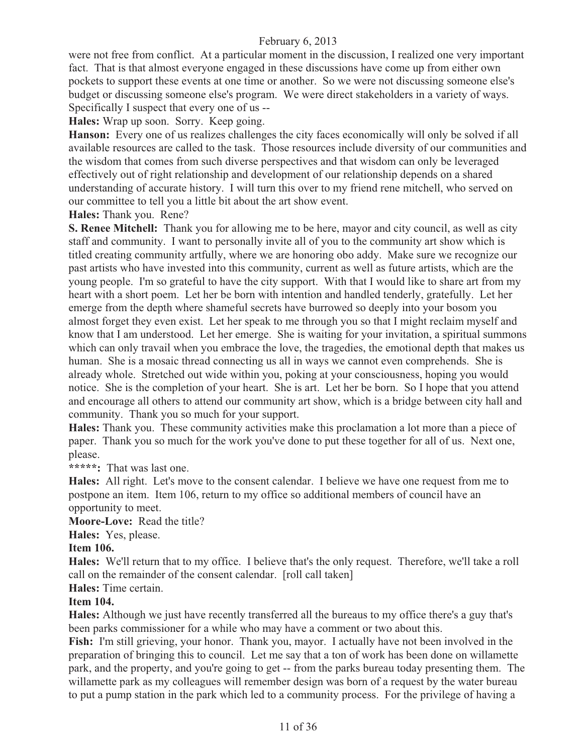were not free from conflict. At a particular moment in the discussion, I realized one very important fact. That is that almost everyone engaged in these discussions have come up from either own pockets to support these events at one time or another. So we were not discussing someone else's budget or discussing someone else's program. We were direct stakeholders in a variety of ways. Specifically I suspect that every one of us --

**Hales:** Wrap up soon. Sorry. Keep going.

**Hanson:** Every one of us realizes challenges the city faces economically will only be solved if all available resources are called to the task. Those resources include diversity of our communities and the wisdom that comes from such diverse perspectives and that wisdom can only be leveraged effectively out of right relationship and development of our relationship depends on a shared understanding of accurate history. I will turn this over to my friend rene mitchell, who served on our committee to tell you a little bit about the art show event.

**Hales:** Thank you. Rene?

**S. Renee Mitchell:** Thank you for allowing me to be here, mayor and city council, as well as city staff and community. I want to personally invite all of you to the community art show which is titled creating community artfully, where we are honoring obo addy. Make sure we recognize our past artists who have invested into this community, current as well as future artists, which are the young people. I'm so grateful to have the city support. With that I would like to share art from my heart with a short poem. Let her be born with intention and handled tenderly, gratefully. Let her emerge from the depth where shameful secrets have burrowed so deeply into your bosom you almost forget they even exist. Let her speak to me through you so that I might reclaim myself and know that I am understood. Let her emerge. She is waiting for your invitation, a spiritual summons which can only travail when you embrace the love, the tragedies, the emotional depth that makes us human. She is a mosaic thread connecting us all in ways we cannot even comprehends. She is already whole. Stretched out wide within you, poking at your consciousness, hoping you would notice. She is the completion of your heart. She is art. Let her be born. So I hope that you attend and encourage all others to attend our community art show, which is a bridge between city hall and community. Thank you so much for your support.

**Hales:** Thank you. These community activities make this proclamation a lot more than a piece of paper. Thank you so much for the work you've done to put these together for all of us. Next one, please.

**\*\*\*\*\*:** That was last one.

**Hales:** All right. Let's move to the consent calendar. I believe we have one request from me to postpone an item. Item 106, return to my office so additional members of council have an opportunity to meet.

**Moore-Love:** Read the title?

**Hales:** Yes, please.

**Item 106.**

**Hales:** We'll return that to my office. I believe that's the only request. Therefore, we'll take a roll call on the remainder of the consent calendar. [roll call taken]

**Hales:** Time certain.

**Item 104.**

**Hales:** Although we just have recently transferred all the bureaus to my office there's a guy that's been parks commissioner for a while who may have a comment or two about this.

**Fish:** I'm still grieving, your honor. Thank you, mayor. I actually have not been involved in the preparation of bringing this to council. Let me say that a ton of work has been done on willamette park, and the property, and you're going to get -- from the parks bureau today presenting them. The willamette park as my colleagues will remember design was born of a request by the water bureau to put a pump station in the park which led to a community process. For the privilege of having a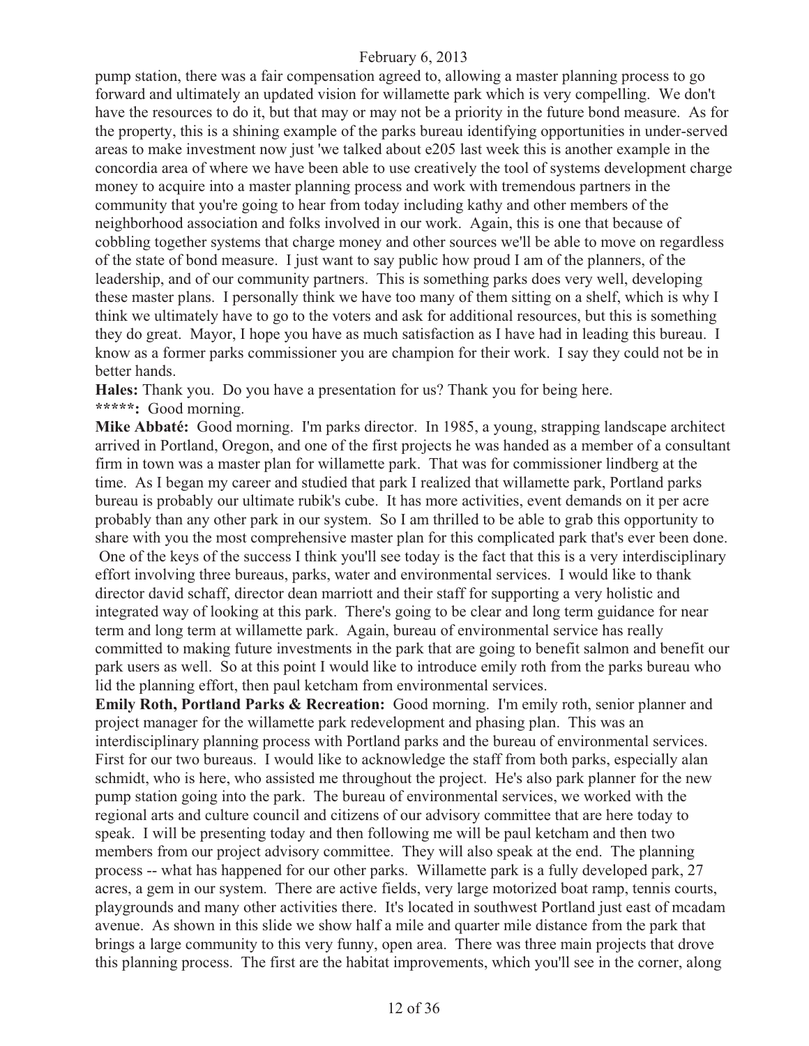pump station, there was a fair compensation agreed to, allowing a master planning process to go forward and ultimately an updated vision for willamette park which is very compelling. We don't have the resources to do it, but that may or may not be a priority in the future bond measure. As for the property, this is a shining example of the parks bureau identifying opportunities in under-served areas to make investment now just 'we talked about e205 last week this is another example in the concordia area of where we have been able to use creatively the tool of systems development charge money to acquire into a master planning process and work with tremendous partners in the community that you're going to hear from today including kathy and other members of the neighborhood association and folks involved in our work. Again, this is one that because of cobbling together systems that charge money and other sources we'll be able to move on regardless of the state of bond measure. I just want to say public how proud I am of the planners, of the leadership, and of our community partners. This is something parks does very well, developing these master plans. I personally think we have too many of them sitting on a shelf, which is why I think we ultimately have to go to the voters and ask for additional resources, but this is something they do great. Mayor, I hope you have as much satisfaction as I have had in leading this bureau. I know as a former parks commissioner you are champion for their work. I say they could not be in better hands.

**Hales:** Thank you. Do you have a presentation for us? Thank you for being here.

**\*\*\*\*\*:** Good morning.

**Mike Abbaté:** Good morning. I'm parks director. In 1985, a young, strapping landscape architect arrived in Portland, Oregon, and one of the first projects he was handed as a member of a consultant firm in town was a master plan for willamette park. That was for commissioner lindberg at the time. As I began my career and studied that park I realized that willamette park, Portland parks bureau is probably our ultimate rubik's cube. It has more activities, event demands on it per acre probably than any other park in our system. So I am thrilled to be able to grab this opportunity to share with you the most comprehensive master plan for this complicated park that's ever been done. One of the keys of the success I think you'll see today is the fact that this is a very interdisciplinary effort involving three bureaus, parks, water and environmental services. I would like to thank director david schaff, director dean marriott and their staff for supporting a very holistic and integrated way of looking at this park. There's going to be clear and long term guidance for near term and long term at willamette park. Again, bureau of environmental service has really committed to making future investments in the park that are going to benefit salmon and benefit our park users as well. So at this point I would like to introduce emily roth from the parks bureau who lid the planning effort, then paul ketcham from environmental services.

**Emily Roth, Portland Parks & Recreation:** Good morning. I'm emily roth, senior planner and project manager for the willamette park redevelopment and phasing plan. This was an interdisciplinary planning process with Portland parks and the bureau of environmental services. First for our two bureaus. I would like to acknowledge the staff from both parks, especially alan schmidt, who is here, who assisted me throughout the project. He's also park planner for the new pump station going into the park. The bureau of environmental services, we worked with the regional arts and culture council and citizens of our advisory committee that are here today to speak. I will be presenting today and then following me will be paul ketcham and then two members from our project advisory committee. They will also speak at the end. The planning process -- what has happened for our other parks. Willamette park is a fully developed park, 27 acres, a gem in our system. There are active fields, very large motorized boat ramp, tennis courts, playgrounds and many other activities there. It's located in southwest Portland just east of mcadam avenue. As shown in this slide we show half a mile and quarter mile distance from the park that brings a large community to this very funny, open area. There was three main projects that drove this planning process. The first are the habitat improvements, which you'll see in the corner, along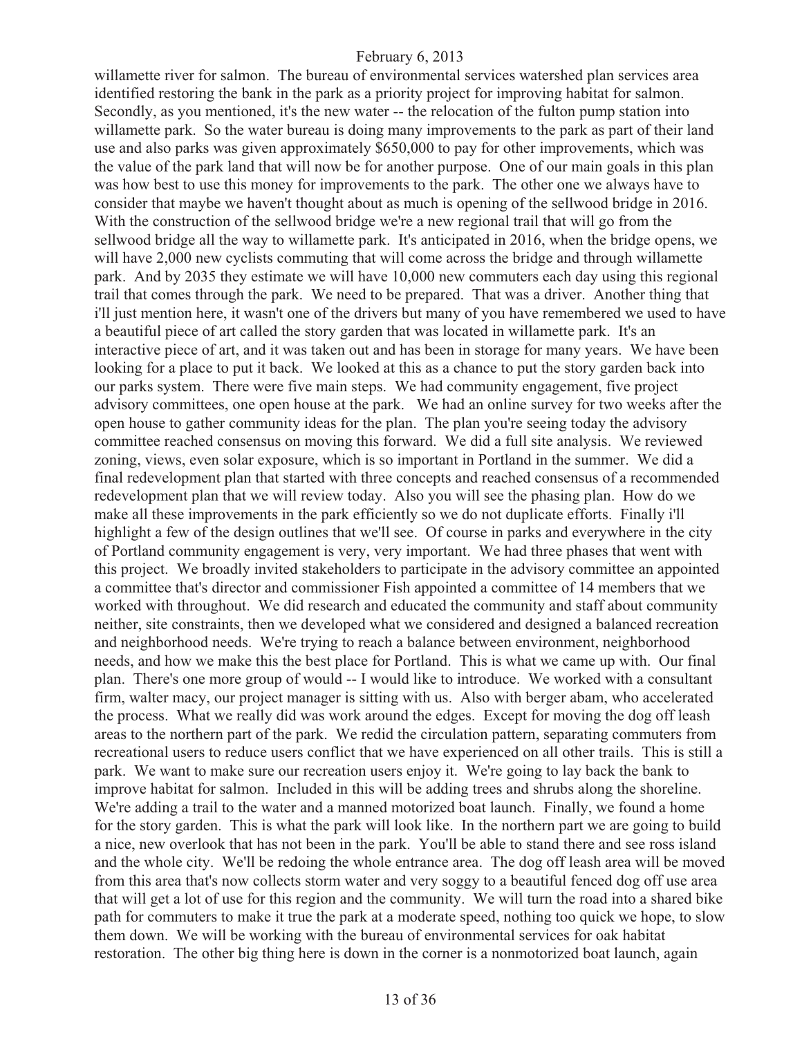willamette river for salmon. The bureau of environmental services watershed plan services area identified restoring the bank in the park as a priority project for improving habitat for salmon. Secondly, as you mentioned, it's the new water -- the relocation of the fulton pump station into willamette park. So the water bureau is doing many improvements to the park as part of their land use and also parks was given approximately $650,000 to pay for other improvements, which was the value of the park land that will now be for another purpose. One of our main goals in this plan was how best to use this money for improvements to the park. The other one we always have to consider that maybe we haven't thought about as much is opening of the sellwood bridge in 2016. With the construction of the sellwood bridge we're a new regional trail that will go from the sellwood bridge all the way to willamette park. It's anticipated in 2016, when the bridge opens, we will have 2,000 new cyclists commuting that will come across the bridge and through willamette park. And by 2035 they estimate we will have 10,000 new commuters each day using this regional trail that comes through the park. We need to be prepared. That was a driver. Another thing that i'll just mention here, it wasn't one of the drivers but many of you have remembered we used to have a beautiful piece of art called the story garden that was located in willamette park. It's an interactive piece of art, and it was taken out and has been in storage for many years. We have been looking for a place to put it back. We looked at this as a chance to put the story garden back into our parks system. There were five main steps. We had community engagement, five project advisory committees, one open house at the park. We had an online survey for two weeks after the open house to gather community ideas for the plan. The plan you're seeing today the advisory committee reached consensus on moving this forward. We did a full site analysis. We reviewed zoning, views, even solar exposure, which is so important in Portland in the summer. We did a final redevelopment plan that started with three concepts and reached consensus of a recommended redevelopment plan that we will review today. Also you will see the phasing plan. How do we make all these improvements in the park efficiently so we do not duplicate efforts. Finally i'll highlight a few of the design outlines that we'll see. Of course in parks and everywhere in the city of Portland community engagement is very, very important. We had three phases that went with this project. We broadly invited stakeholders to participate in the advisory committee an appointed a committee that's director and commissioner Fish appointed a committee of 14 members that we worked with throughout. We did research and educated the community and staff about community neither, site constraints, then we developed what we considered and designed a balanced recreation and neighborhood needs. We're trying to reach a balance between environment, neighborhood needs, and how we make this the best place for Portland. This is what we came up with. Our final plan. There's one more group of would -- I would like to introduce. We worked with a consultant firm, walter macy, our project manager is sitting with us. Also with berger abam, who accelerated the process. What we really did was work around the edges. Except for moving the dog off leash areas to the northern part of the park. We redid the circulation pattern, separating commuters from recreational users to reduce users conflict that we have experienced on all other trails. This is still a park. We want to make sure our recreation users enjoy it. We're going to lay back the bank to improve habitat for salmon. Included in this will be adding trees and shrubs along the shoreline. We're adding a trail to the water and a manned motorized boat launch. Finally, we found a home for the story garden. This is what the park will look like. In the northern part we are going to build a nice, new overlook that has not been in the park. You'll be able to stand there and see ross island and the whole city. We'll be redoing the whole entrance area. The dog off leash area will be moved from this area that's now collects storm water and very soggy to a beautiful fenced dog off use area that will get a lot of use for this region and the community. We will turn the road into a shared bike path for commuters to make it true the park at a moderate speed, nothing too quick we hope, to slow them down. We will be working with the bureau of environmental services for oak habitat restoration. The other big thing here is down in the corner is a nonmotorized boat launch, again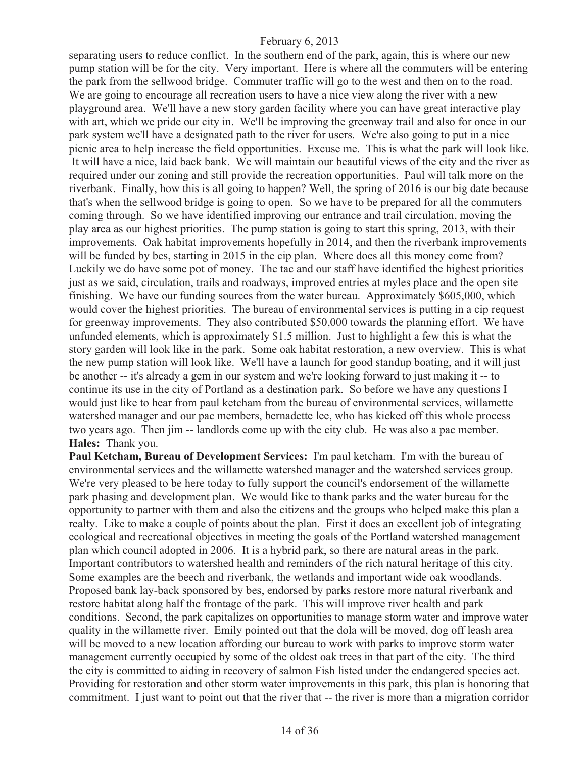separating users to reduce conflict. In the southern end of the park, again, this is where our new pump station will be for the city. Very important. Here is where all the commuters will be entering the park from the sellwood bridge. Commuter traffic will go to the west and then on to the road. We are going to encourage all recreation users to have a nice view along the river with a new playground area. We'll have a new story garden facility where you can have great interactive play with art, which we pride our city in. We'll be improving the greenway trail and also for once in our park system we'll have a designated path to the river for users. We're also going to put in a nice picnic area to help increase the field opportunities. Excuse me. This is what the park will look like. It will have a nice, laid back bank. We will maintain our beautiful views of the city and the river as required under our zoning and still provide the recreation opportunities. Paul will talk more on the riverbank. Finally, how this is all going to happen? Well, the spring of 2016 is our big date because that's when the sellwood bridge is going to open. So we have to be prepared for all the commuters coming through. So we have identified improving our entrance and trail circulation, moving the play area as our highest priorities. The pump station is going to start this spring, 2013, with their improvements. Oak habitat improvements hopefully in 2014, and then the riverbank improvements will be funded by bes, starting in 2015 in the cip plan. Where does all this money come from? Luckily we do have some pot of money. The tac and our staff have identified the highest priorities just as we said, circulation, trails and roadways, improved entries at myles place and the open site finishing. We have our funding sources from the water bureau. Approximately $605,000, which would cover the highest priorities. The bureau of environmental services is putting in a cip request for greenway improvements. They also contributed $50,000 towards the planning effort. We have unfunded elements, which is approximately $1.5 million. Just to highlight a few this is what the story garden will look like in the park. Some oak habitat restoration, a new overview. This is what the new pump station will look like. We'll have a launch for good standup boating, and it will just be another -- it's already a gem in our system and we're looking forward to just making it -- to continue its use in the city of Portland as a destination park. So before we have any questions I would just like to hear from paul ketcham from the bureau of environmental services, willamette watershed manager and our pac members, bernadette lee, who has kicked off this whole process two years ago. Then jim -- landlords come up with the city club. He was also a pac member.

**Hales:** Thank you.

**Paul Ketcham, Bureau of Development Services:** I'm paul ketcham. I'm with the bureau of environmental services and the willamette watershed manager and the watershed services group. We're very pleased to be here today to fully support the council's endorsement of the willamette park phasing and development plan. We would like to thank parks and the water bureau for the opportunity to partner with them and also the citizens and the groups who helped make this plan a realty. Like to make a couple of points about the plan. First it does an excellent job of integrating ecological and recreational objectives in meeting the goals of the Portland watershed management plan which council adopted in 2006. It is a hybrid park, so there are natural areas in the park. Important contributors to watershed health and reminders of the rich natural heritage of this city. Some examples are the beech and riverbank, the wetlands and important wide oak woodlands. Proposed bank lay-back sponsored by bes, endorsed by parks restore more natural riverbank and restore habitat along half the frontage of the park. This will improve river health and park conditions. Second, the park capitalizes on opportunities to manage storm water and improve water quality in the willamette river. Emily pointed out that the dola will be moved, dog off leash area will be moved to a new location affording our bureau to work with parks to improve storm water management currently occupied by some of the oldest oak trees in that part of the city. The third the city is committed to aiding in recovery of salmon Fish listed under the endangered species act. Providing for restoration and other storm water improvements in this park, this plan is honoring that commitment. I just want to point out that the river that -- the river is more than a migration corridor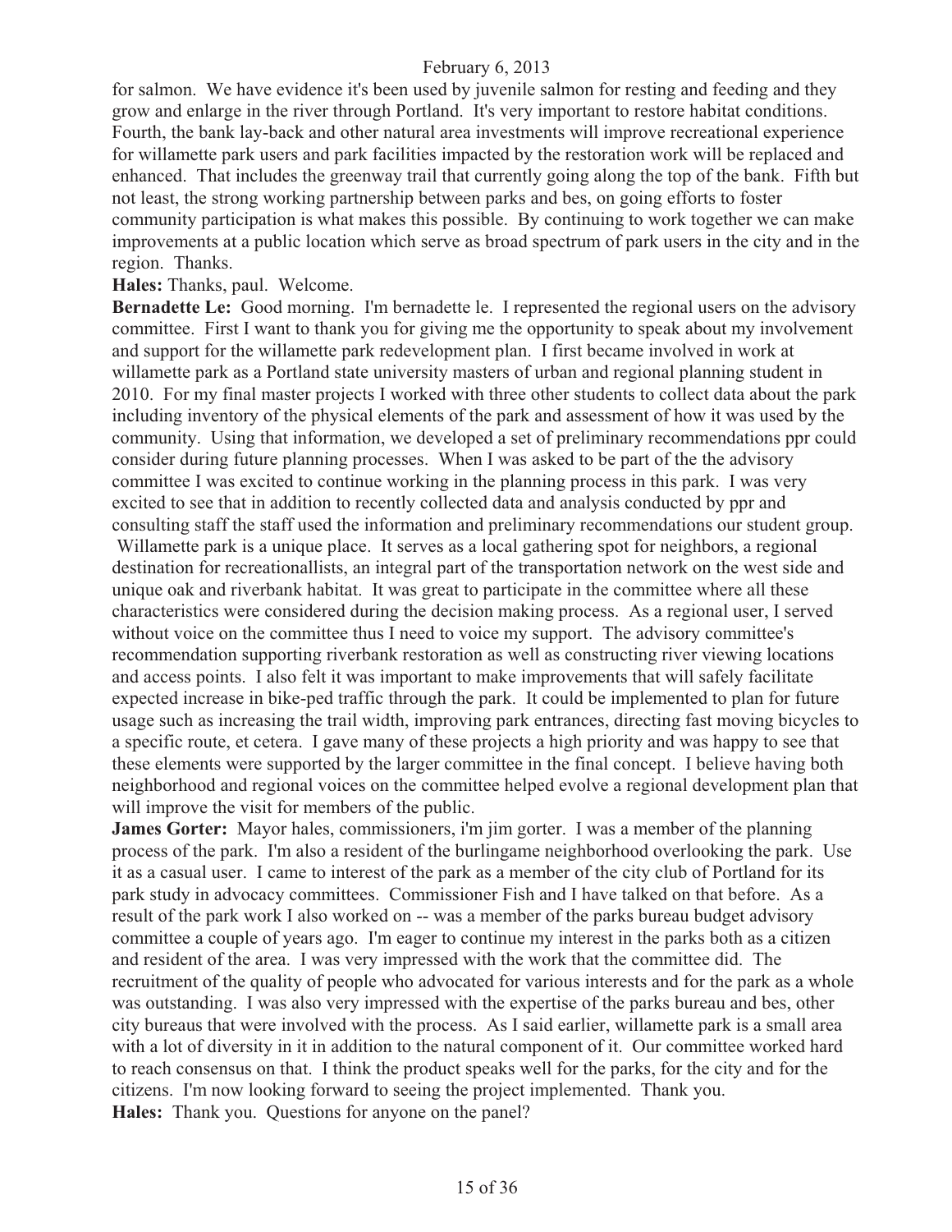for salmon. We have evidence it's been used by juvenile salmon for resting and feeding and they grow and enlarge in the river through Portland. It's very important to restore habitat conditions. Fourth, the bank lay-back and other natural area investments will improve recreational experience for willamette park users and park facilities impacted by the restoration work will be replaced and enhanced. That includes the greenway trail that currently going along the top of the bank. Fifth but not least, the strong working partnership between parks and bes, on going efforts to foster community participation is what makes this possible. By continuing to work together we can make improvements at a public location which serve as broad spectrum of park users in the city and in the region. Thanks.

**Hales:** Thanks, paul. Welcome.

**Bernadette Le:** Good morning. I'm bernadette le. I represented the regional users on the advisory committee. First I want to thank you for giving me the opportunity to speak about my involvement and support for the willamette park redevelopment plan. I first became involved in work at willamette park as a Portland state university masters of urban and regional planning student in 2010. For my final master projects I worked with three other students to collect data about the park including inventory of the physical elements of the park and assessment of how it was used by the community. Using that information, we developed a set of preliminary recommendations ppr could consider during future planning processes. When I was asked to be part of the the advisory committee I was excited to continue working in the planning process in this park. I was very excited to see that in addition to recently collected data and analysis conducted by ppr and consulting staff the staff used the information and preliminary recommendations our student group. Willamette park is a unique place. It serves as a local gathering spot for neighbors, a regional destination for recreationallists, an integral part of the transportation network on the west side and unique oak and riverbank habitat. It was great to participate in the committee where all these characteristics were considered during the decision making process. As a regional user, I served without voice on the committee thus I need to voice my support. The advisory committee's recommendation supporting riverbank restoration as well as constructing river viewing locations and access points. I also felt it was important to make improvements that will safely facilitate expected increase in bike-ped traffic through the park. It could be implemented to plan for future usage such as increasing the trail width, improving park entrances, directing fast moving bicycles to a specific route, et cetera. I gave many of these projects a high priority and was happy to see that these elements were supported by the larger committee in the final concept. I believe having both neighborhood and regional voices on the committee helped evolve a regional development plan that will improve the visit for members of the public.

**James Gorter:** Mayor hales, commissioners, i'm jim gorter. I was a member of the planning process of the park. I'm also a resident of the burlingame neighborhood overlooking the park. Use it as a casual user. I came to interest of the park as a member of the city club of Portland for its park study in advocacy committees. Commissioner Fish and I have talked on that before. As a result of the park work I also worked on -- was a member of the parks bureau budget advisory committee a couple of years ago. I'm eager to continue my interest in the parks both as a citizen and resident of the area. I was very impressed with the work that the committee did. The recruitment of the quality of people who advocated for various interests and for the park as a whole was outstanding. I was also very impressed with the expertise of the parks bureau and bes, other city bureaus that were involved with the process. As I said earlier, willamette park is a small area with a lot of diversity in it in addition to the natural component of it. Our committee worked hard to reach consensus on that. I think the product speaks well for the parks, for the city and for the citizens. I'm now looking forward to seeing the project implemented. Thank you.

**Hales:** Thank you. Questions for anyone on the panel?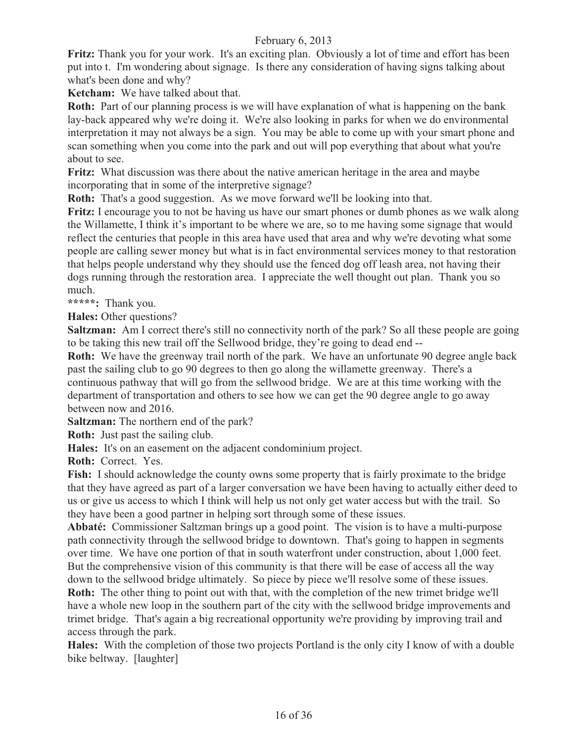**Fritz:** Thank you for your work. It's an exciting plan. Obviously a lot of time and effort has been put into t. I'm wondering about signage. Is there any consideration of having signs talking about what's been done and why?

**Ketcham:** We have talked about that.

**Roth:** Part of our planning process is we will have explanation of what is happening on the bank lay-back appeared why we're doing it. We're also looking in parks for when we do environmental interpretation it may not always be a sign. You may be able to come up with your smart phone and scan something when you come into the park and out will pop everything that about what you're about to see.

**Fritz:** What discussion was there about the native american heritage in the area and maybe incorporating that in some of the interpretive signage?

**Roth:** That's a good suggestion. As we move forward we'll be looking into that.

**Fritz:** I encourage you to not be having us have our smart phones or dumb phones as we walk along the Willamette, I think it's important to be where we are, so to me having some signage that would reflect the centuries that people in this area have used that area and why we're devoting what some people are calling sewer money but what is in fact environmental services money to that restoration that helps people understand why they should use the fenced dog off leash area, not having their dogs running through the restoration area. I appreciate the well thought out plan. Thank you so much.

**\*\*\*\*\*:** Thank you.

**Hales:** Other questions?

**Saltzman:** Am I correct there's still no connectivity north of the park? So all these people are going to be taking this new trail off the Sellwood bridge, they're going to dead end --

**Roth:** We have the greenway trail north of the park. We have an unfortunate 90 degree angle back past the sailing club to go 90 degrees to then go along the willamette greenway. There's a continuous pathway that will go from the sellwood bridge. We are at this time working with the department of transportation and others to see how we can get the 90 degree angle to go away between now and 2016.

**Saltzman:** The northern end of the park?

**Roth:** Just past the sailing club.

**Hales:** It's on an easement on the adjacent condominium project.

**Roth:** Correct. Yes.

**Fish:** I should acknowledge the county owns some property that is fairly proximate to the bridge that they have agreed as part of a larger conversation we have been having to actually either deed to us or give us access to which I think will help us not only get water access but with the trail. So they have been a good partner in helping sort through some of these issues.

**Abbaté:** Commissioner Saltzman brings up a good point. The vision is to have a multi-purpose path connectivity through the sellwood bridge to downtown. That's going to happen in segments over time. We have one portion of that in south waterfront under construction, about 1,000 feet. But the comprehensive vision of this community is that there will be ease of access all the way down to the sellwood bridge ultimately. So piece by piece we'll resolve some of these issues.

**Roth:** The other thing to point out with that, with the completion of the new trimet bridge we'll have a whole new loop in the southern part of the city with the sellwood bridge improvements and trimet bridge. That's again a big recreational opportunity we're providing by improving trail and access through the park.

**Hales:** With the completion of those two projects Portland is the only city I know of with a double bike beltway. [laughter]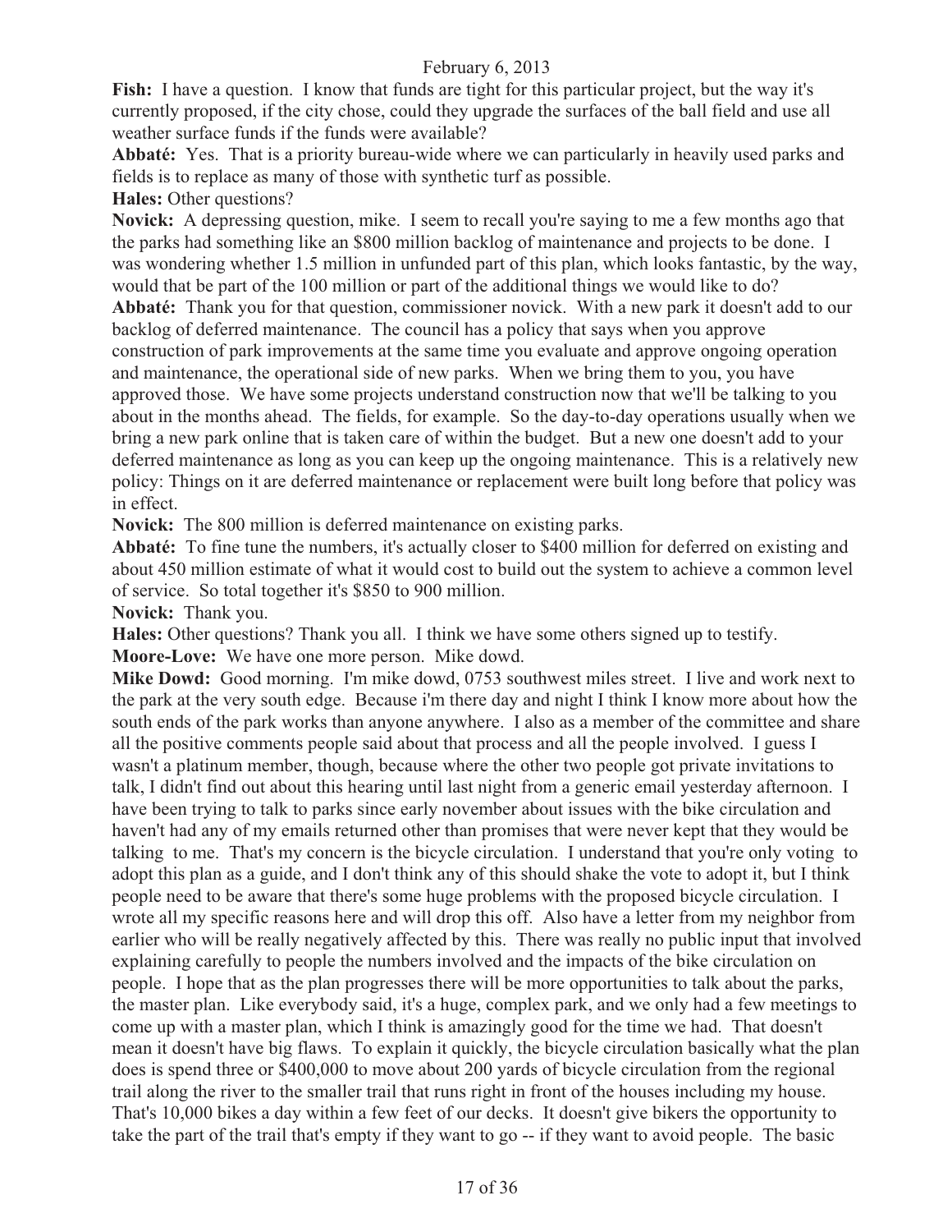**Fish:** I have a question. I know that funds are tight for this particular project, but the way it's currently proposed, if the city chose, could they upgrade the surfaces of the ball field and use all weather surface funds if the funds were available?

**Abbaté:** Yes. That is a priority bureau-wide where we can particularly in heavily used parks and fields is to replace as many of those with synthetic turf as possible.

**Hales:** Other questions?

**Novick:** A depressing question, mike. I seem to recall you're saying to me a few months ago that the parks had something like an $800 million backlog of maintenance and projects to be done. I was wondering whether 1.5 million in unfunded part of this plan, which looks fantastic, by the way, would that be part of the 100 million or part of the additional things we would like to do?

**Abbaté:** Thank you for that question, commissioner novick. With a new park it doesn't add to our backlog of deferred maintenance. The council has a policy that says when you approve construction of park improvements at the same time you evaluate and approve ongoing operation and maintenance, the operational side of new parks. When we bring them to you, you have approved those. We have some projects understand construction now that we'll be talking to you about in the months ahead. The fields, for example. So the day-to-day operations usually when we bring a new park online that is taken care of within the budget. But a new one doesn't add to your deferred maintenance as long as you can keep up the ongoing maintenance. This is a relatively new policy: Things on it are deferred maintenance or replacement were built long before that policy was in effect.

**Novick:** The 800 million is deferred maintenance on existing parks.

**Abbaté:** To fine tune the numbers, it's actually closer to $400 million for deferred on existing and about 450 million estimate of what it would cost to build out the system to achieve a common level of service. So total together it's $850 to 900 million.

**Novick:** Thank you.

**Hales:** Other questions? Thank you all. I think we have some others signed up to testify.

**Moore-Love:** We have one more person. Mike dowd.

**Mike Dowd:** Good morning. I'm mike dowd, 0753 southwest miles street. I live and work next to the park at the very south edge. Because i'm there day and night I think I know more about how the south ends of the park works than anyone anywhere. I also as a member of the committee and share all the positive comments people said about that process and all the people involved. I guess I wasn't a platinum member, though, because where the other two people got private invitations to talk, I didn't find out about this hearing until last night from a generic email yesterday afternoon. I have been trying to talk to parks since early november about issues with the bike circulation and haven't had any of my emails returned other than promises that were never kept that they would be talking to me. That's my concern is the bicycle circulation. I understand that you're only voting to adopt this plan as a guide, and I don't think any of this should shake the vote to adopt it, but I think people need to be aware that there's some huge problems with the proposed bicycle circulation. I wrote all my specific reasons here and will drop this off. Also have a letter from my neighbor from earlier who will be really negatively affected by this. There was really no public input that involved explaining carefully to people the numbers involved and the impacts of the bike circulation on people. I hope that as the plan progresses there will be more opportunities to talk about the parks, the master plan. Like everybody said, it's a huge, complex park, and we only had a few meetings to come up with a master plan, which I think is amazingly good for the time we had. That doesn't mean it doesn't have big flaws. To explain it quickly, the bicycle circulation basically what the plan does is spend three or $400,000 to move about 200 yards of bicycle circulation from the regional trail along the river to the smaller trail that runs right in front of the houses including my house. That's 10,000 bikes a day within a few feet of our decks. It doesn't give bikers the opportunity to take the part of the trail that's empty if they want to go -- if they want to avoid people. The basic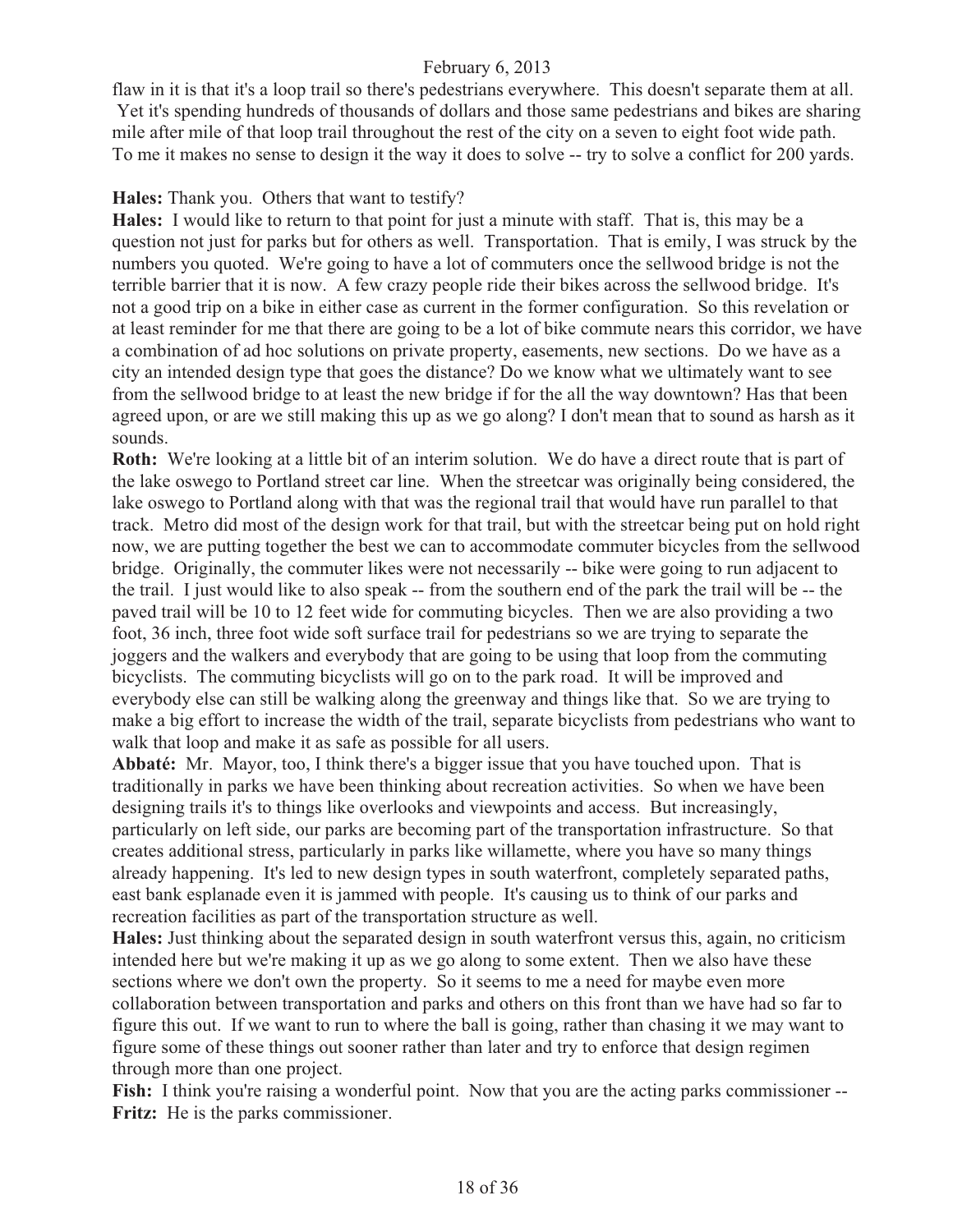flaw in it is that it's a loop trail so there's pedestrians everywhere. This doesn't separate them at all. Yet it's spending hundreds of thousands of dollars and those same pedestrians and bikes are sharing mile after mile of that loop trail throughout the rest of the city on a seven to eight foot wide path. To me it makes no sense to design it the way it does to solve -- try to solve a conflict for 200 yards.

**Hales:** Thank you. Others that want to testify?

**Hales:** I would like to return to that point for just a minute with staff. That is, this may be a question not just for parks but for others as well. Transportation. That is emily, I was struck by the numbers you quoted. We're going to have a lot of commuters once the sellwood bridge is not the terrible barrier that it is now. A few crazy people ride their bikes across the sellwood bridge. It's not a good trip on a bike in either case as current in the former configuration. So this revelation or at least reminder for me that there are going to be a lot of bike commute nears this corridor, we have a combination of ad hoc solutions on private property, easements, new sections. Do we have as a city an intended design type that goes the distance? Do we know what we ultimately want to see from the sellwood bridge to at least the new bridge if for the all the way downtown? Has that been agreed upon, or are we still making this up as we go along? I don't mean that to sound as harsh as it sounds.

**Roth:** We're looking at a little bit of an interim solution. We do have a direct route that is part of the lake oswego to Portland street car line. When the streetcar was originally being considered, the lake oswego to Portland along with that was the regional trail that would have run parallel to that track. Metro did most of the design work for that trail, but with the streetcar being put on hold right now, we are putting together the best we can to accommodate commuter bicycles from the sellwood bridge. Originally, the commuter likes were not necessarily -- bike were going to run adjacent to the trail. I just would like to also speak -- from the southern end of the park the trail will be -- the paved trail will be 10 to 12 feet wide for commuting bicycles. Then we are also providing a two foot, 36 inch, three foot wide soft surface trail for pedestrians so we are trying to separate the joggers and the walkers and everybody that are going to be using that loop from the commuting bicyclists. The commuting bicyclists will go on to the park road. It will be improved and everybody else can still be walking along the greenway and things like that. So we are trying to make a big effort to increase the width of the trail, separate bicyclists from pedestrians who want to walk that loop and make it as safe as possible for all users.

**Abbaté:** Mr. Mayor, too, I think there's a bigger issue that you have touched upon. That is traditionally in parks we have been thinking about recreation activities. So when we have been designing trails it's to things like overlooks and viewpoints and access. But increasingly, particularly on left side, our parks are becoming part of the transportation infrastructure. So that creates additional stress, particularly in parks like willamette, where you have so many things already happening. It's led to new design types in south waterfront, completely separated paths, east bank esplanade even it is jammed with people. It's causing us to think of our parks and recreation facilities as part of the transportation structure as well.

**Hales:** Just thinking about the separated design in south waterfront versus this, again, no criticism intended here but we're making it up as we go along to some extent. Then we also have these sections where we don't own the property. So it seems to me a need for maybe even more collaboration between transportation and parks and others on this front than we have had so far to figure this out. If we want to run to where the ball is going, rather than chasing it we may want to figure some of these things out sooner rather than later and try to enforce that design regimen through more than one project.

**Fish:** I think you're raising a wonderful point. Now that you are the acting parks commissioner --

**Fritz:** He is the parks commissioner.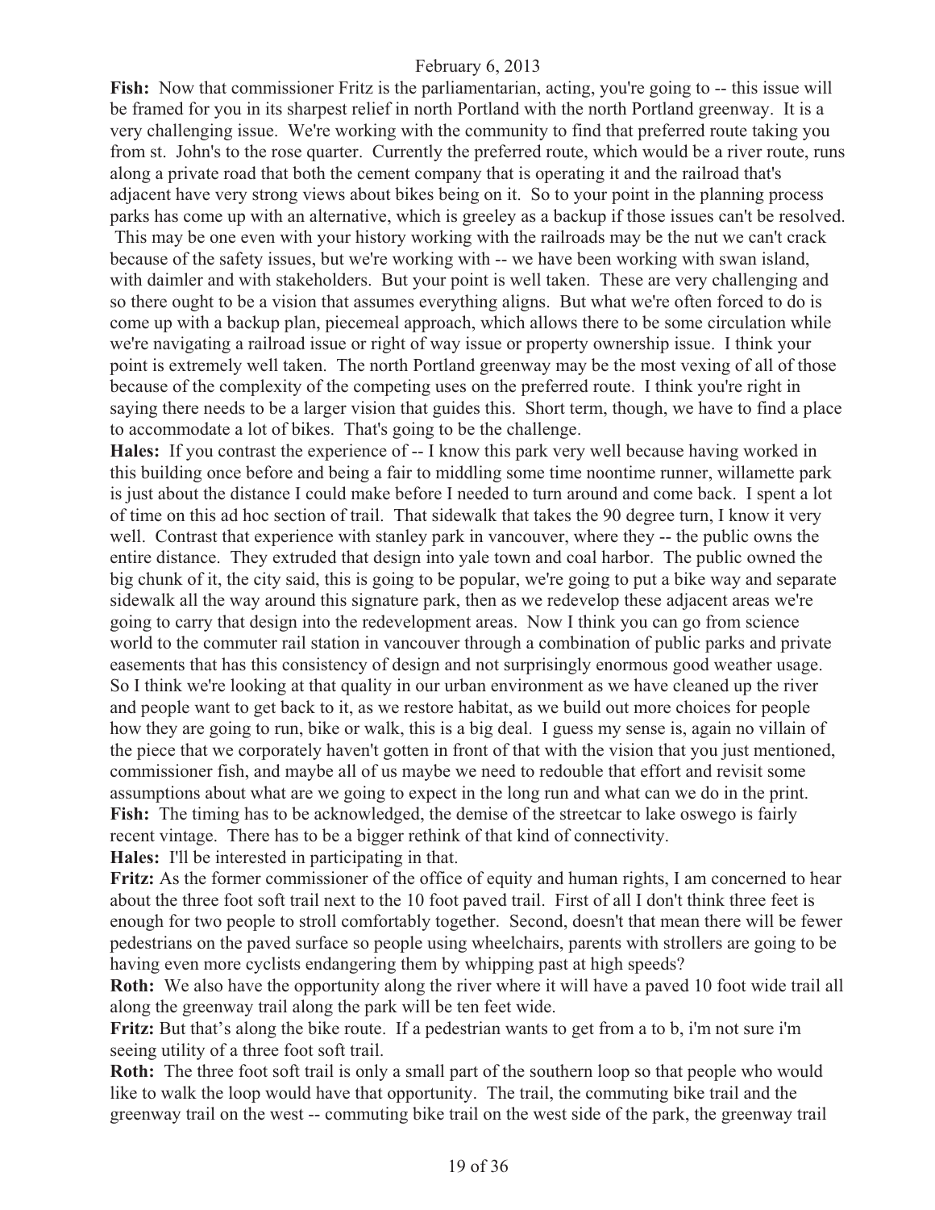**Fish:** Now that commissioner Fritz is the parliamentarian, acting, you're going to -- this issue will be framed for you in its sharpest relief in north Portland with the north Portland greenway. It is a very challenging issue. We're working with the community to find that preferred route taking you from st. John's to the rose quarter. Currently the preferred route, which would be a river route, runs along a private road that both the cement company that is operating it and the railroad that's adjacent have very strong views about bikes being on it. So to your point in the planning process parks has come up with an alternative, which is greeley as a backup if those issues can't be resolved. This may be one even with your history working with the railroads may be the nut we can't crack because of the safety issues, but we're working with -- we have been working with swan island, with daimler and with stakeholders. But your point is well taken. These are very challenging and so there ought to be a vision that assumes everything aligns. But what we're often forced to do is come up with a backup plan, piecemeal approach, which allows there to be some circulation while we're navigating a railroad issue or right of way issue or property ownership issue. I think your point is extremely well taken. The north Portland greenway may be the most vexing of all of those because of the complexity of the competing uses on the preferred route. I think you're right in saying there needs to be a larger vision that guides this. Short term, though, we have to find a place to accommodate a lot of bikes. That's going to be the challenge.

**Hales:** If you contrast the experience of -- I know this park very well because having worked in this building once before and being a fair to middling some time noontime runner, willamette park is just about the distance I could make before I needed to turn around and come back. I spent a lot of time on this ad hoc section of trail. That sidewalk that takes the 90 degree turn, I know it very well. Contrast that experience with stanley park in vancouver, where they -- the public owns the entire distance. They extruded that design into yale town and coal harbor. The public owned the big chunk of it, the city said, this is going to be popular, we're going to put a bike way and separate sidewalk all the way around this signature park, then as we redevelop these adjacent areas we're going to carry that design into the redevelopment areas. Now I think you can go from science world to the commuter rail station in vancouver through a combination of public parks and private easements that has this consistency of design and not surprisingly enormous good weather usage. So I think we're looking at that quality in our urban environment as we have cleaned up the river and people want to get back to it, as we restore habitat, as we build out more choices for people how they are going to run, bike or walk, this is a big deal. I guess my sense is, again no villain of the piece that we corporately haven't gotten in front of that with the vision that you just mentioned, commissioner fish, and maybe all of us maybe we need to redouble that effort and revisit some assumptions about what are we going to expect in the long run and what can we do in the print.

**Fish:** The timing has to be acknowledged, the demise of the streetcar to lake oswego is fairly recent vintage. There has to be a bigger rethink of that kind of connectivity.

**Hales:** I'll be interested in participating in that.

**Fritz:** As the former commissioner of the office of equity and human rights, I am concerned to hear about the three foot soft trail next to the 10 foot paved trail. First of all I don't think three feet is enough for two people to stroll comfortably together. Second, doesn't that mean there will be fewer pedestrians on the paved surface so people using wheelchairs, parents with strollers are going to be having even more cyclists endangering them by whipping past at high speeds?

**Roth:** We also have the opportunity along the river where it will have a paved 10 foot wide trail all along the greenway trail along the park will be ten feet wide.

**Fritz:** But that's along the bike route. If a pedestrian wants to get from a to b, i'm not sure i'm seeing utility of a three foot soft trail.

**Roth:** The three foot soft trail is only a small part of the southern loop so that people who would like to walk the loop would have that opportunity. The trail, the commuting bike trail and the greenway trail on the west -- commuting bike trail on the west side of the park, the greenway trail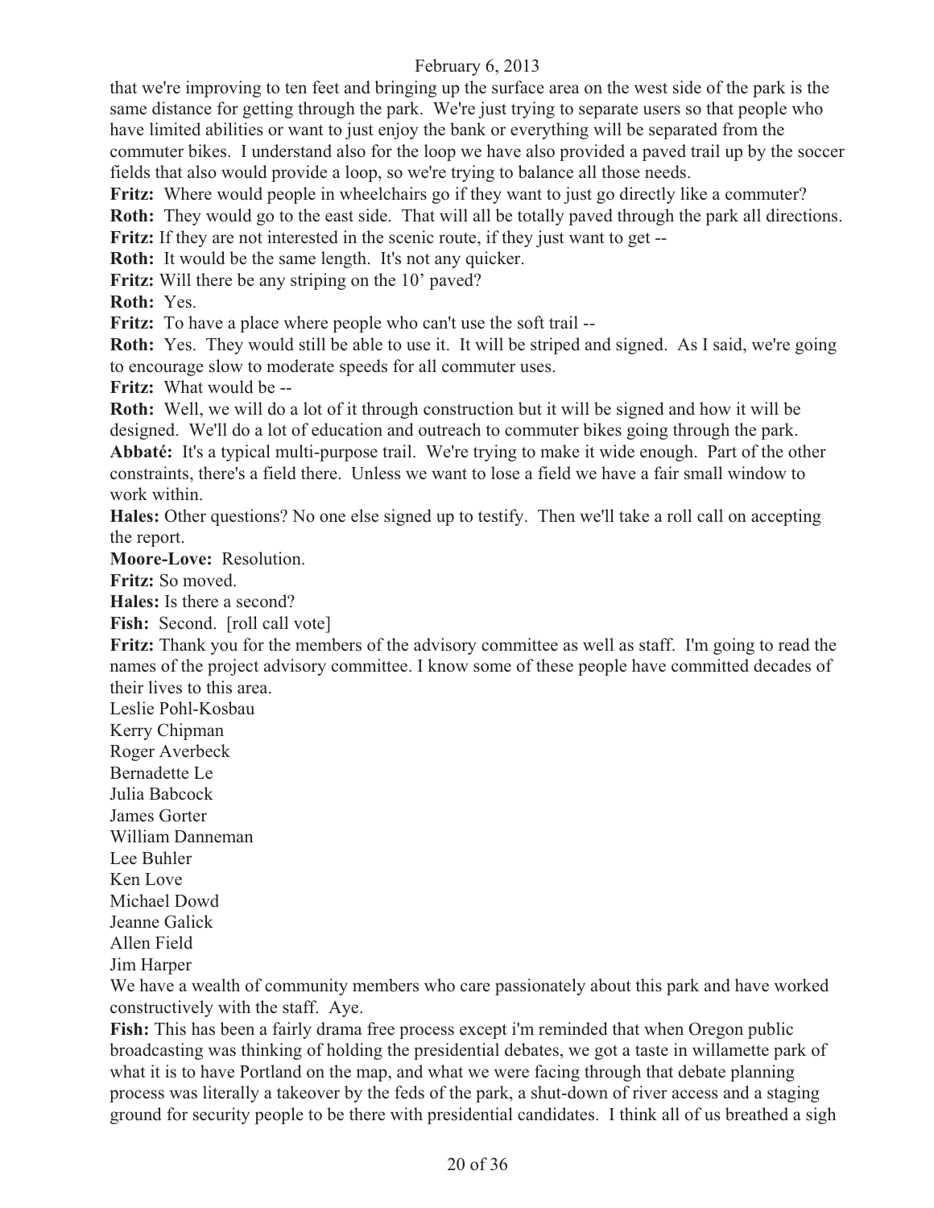that we're improving to ten feet and bringing up the surface area on the west side of the park is the same distance for getting through the park. We're just trying to separate users so that people who have limited abilities or want to just enjoy the bank or everything will be separated from the commuter bikes. I understand also for the loop we have also provided a paved trail up by the soccer fields that also would provide a loop, so we're trying to balance all those needs.

**Fritz:** Where would people in wheelchairs go if they want to just go directly like a commuter?

**Roth:** They would go to the east side. That will all be totally paved through the park all directions.

**Fritz:** If they are not interested in the scenic route, if they just want to get --

**Roth:** It would be the same length. It's not any quicker.

**Fritz:** Will there be any striping on the 10' paved?

**Roth:** Yes.

**Fritz:** To have a place where people who can't use the soft trail --

**Roth:** Yes. They would still be able to use it. It will be striped and signed. As I said, we're going to encourage slow to moderate speeds for all commuter uses.

**Fritz:** What would be --

**Roth:** Well, we will do a lot of it through construction but it will be signed and how it will be designed. We'll do a lot of education and outreach to commuter bikes going through the park.

**Abbaté:** It's a typical multi-purpose trail. We're trying to make it wide enough. Part of the other constraints, there's a field there. Unless we want to lose a field we have a fair small window to work within.

**Hales:** Other questions? No one else signed up to testify. Then we'll take a roll call on accepting the report.

**Moore-Love:** Resolution.

**Fritz:** So moved.

**Hales:** Is there a second?

**Fish:** Second. [roll call vote]

**Fritz:** Thank you for the members of the advisory committee as well as staff. I'm going to read the names of the project advisory committee. I know some of these people have committed decades of their lives to this area.

Leslie Pohl-Kosbau
Kerry Chipman
Roger Averbeck
Bernadette Le
Julia Babcock
James Gorter
William Danneman
Lee Buhler
Ken Love
Michael Dowd
Jeanne Galick
Allen Field
Jim Harper

We have a wealth of community members who care passionately about this park and have worked constructively with the staff. Aye.

**Fish:** This has been a fairly drama free process except i'm reminded that when Oregon public broadcasting was thinking of holding the presidential debates, we got a taste in willamette park of what it is to have Portland on the map, and what we were facing through that debate planning process was literally a takeover by the feds of the park, a shut-down of river access and a staging ground for security people to be there with presidential candidates. I think all of us breathed a sigh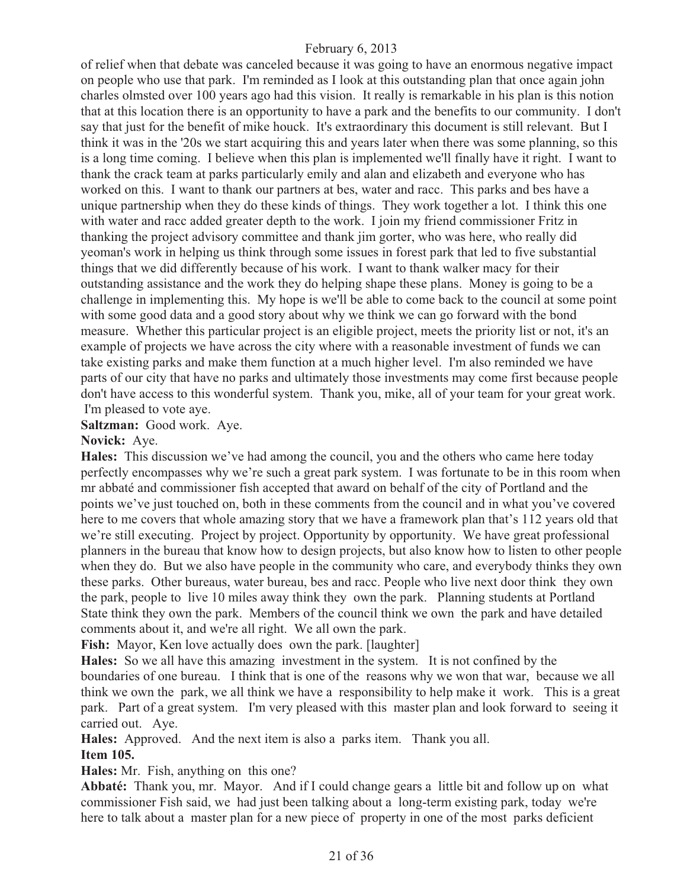of relief when that debate was canceled because it was going to have an enormous negative impact on people who use that park. I'm reminded as I look at this outstanding plan that once again john charles olmsted over 100 years ago had this vision. It really is remarkable in his plan is this notion that at this location there is an opportunity to have a park and the benefits to our community. I don't say that just for the benefit of mike houck. It's extraordinary this document is still relevant. But I think it was in the '20s we start acquiring this and years later when there was some planning, so this is a long time coming. I believe when this plan is implemented we'll finally have it right. I want to thank the crack team at parks particularly emily and alan and elizabeth and everyone who has worked on this. I want to thank our partners at bes, water and racc. This parks and bes have a unique partnership when they do these kinds of things. They work together a lot. I think this one with water and racc added greater depth to the work. I join my friend commissioner Fritz in thanking the project advisory committee and thank jim gorter, who was here, who really did yeoman's work in helping us think through some issues in forest park that led to five substantial things that we did differently because of his work. I want to thank walker macy for their outstanding assistance and the work they do helping shape these plans. Money is going to be a challenge in implementing this. My hope is we'll be able to come back to the council at some point with some good data and a good story about why we think we can go forward with the bond measure. Whether this particular project is an eligible project, meets the priority list or not, it's an example of projects we have across the city where with a reasonable investment of funds we can take existing parks and make them function at a much higher level. I'm also reminded we have parts of our city that have no parks and ultimately those investments may come first because people don't have access to this wonderful system. Thank you, mike, all of your team for your great work. I'm pleased to vote aye.

**Saltzman:** Good work. Aye.

**Novick:** Aye.

**Hales:** This discussion we've had among the council, you and the others who came here today perfectly encompasses why we're such a great park system. I was fortunate to be in this room when mr abbaté and commissioner fish accepted that award on behalf of the city of Portland and the points we've just touched on, both in these comments from the council and in what you've covered here to me covers that whole amazing story that we have a framework plan that's 112 years old that we're still executing. Project by project. Opportunity by opportunity. We have great professional planners in the bureau that know how to design projects, but also know how to listen to other people when they do. But we also have people in the community who care, and everybody thinks they own these parks. Other bureaus, water bureau, bes and racc. People who live next door think they own the park, people to live 10 miles away think they own the park. Planning students at Portland State think they own the park. Members of the council think we own the park and have detailed comments about it, and we're all right. We all own the park.

**Fish:** Mayor, Ken love actually does own the park. [laughter]

**Hales:** So we all have this amazing investment in the system. It is not confined by the boundaries of one bureau. I think that is one of the reasons why we won that war, because we all think we own the park, we all think we have a responsibility to help make it work. This is a great park. Part of a great system. I'm very pleased with this master plan and look forward to seeing it carried out. Aye.

**Hales:** Approved. And the next item is also a parks item. Thank you all.

**Item 105.**

**Hales:** Mr. Fish, anything on this one?

**Abbaté:** Thank you, mr. Mayor. And if I could change gears a little bit and follow up on what commissioner Fish said, we had just been talking about a long-term existing park, today we're here to talk about a master plan for a new piece of property in one of the most parks deficient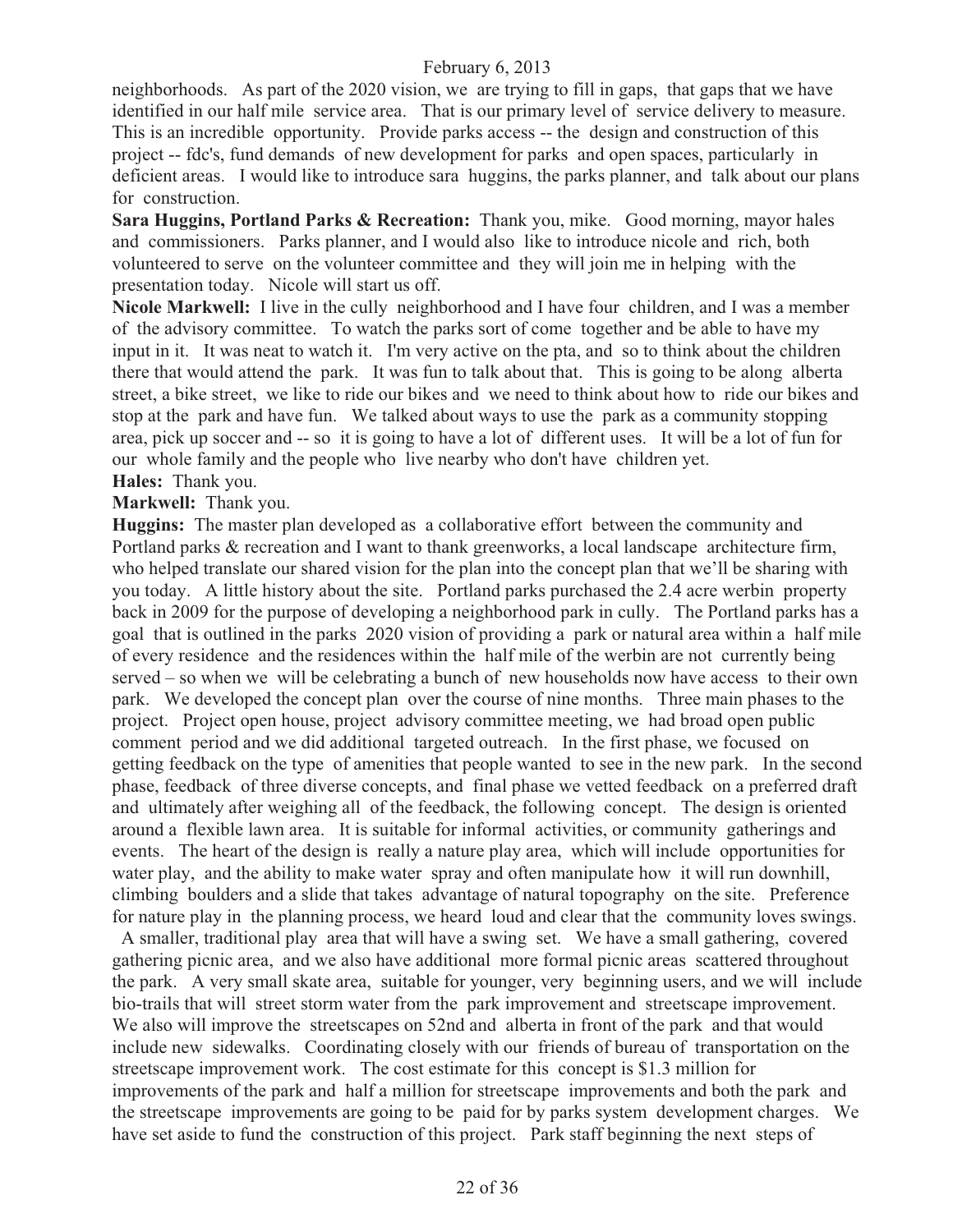neighborhoods. As part of the 2020 vision, we are trying to fill in gaps, that gaps that we have identified in our half mile service area. That is our primary level of service delivery to measure. This is an incredible opportunity. Provide parks access -- the design and construction of this project -- fdc's, fund demands of new development for parks and open spaces, particularly in deficient areas. I would like to introduce sara huggins, the parks planner, and talk about our plans for construction.

**Sara Huggins, Portland Parks & Recreation:** Thank you, mike. Good morning, mayor hales and commissioners. Parks planner, and I would also like to introduce nicole and rich, both volunteered to serve on the volunteer committee and they will join me in helping with the presentation today. Nicole will start us off.

**Nicole Markwell:** I live in the cully neighborhood and I have four children, and I was a member of the advisory committee. To watch the parks sort of come together and be able to have my input in it. It was neat to watch it. I'm very active on the pta, and so to think about the children there that would attend the park. It was fun to talk about that. This is going to be along alberta street, a bike street, we like to ride our bikes and we need to think about how to ride our bikes and stop at the park and have fun. We talked about ways to use the park as a community stopping area, pick up soccer and -- so it is going to have a lot of different uses. It will be a lot of fun for our whole family and the people who live nearby who don't have children yet.

**Hales:** Thank you.

**Markwell:** Thank you.

**Huggins:** The master plan developed as a collaborative effort between the community and Portland parks & recreation and I want to thank greenworks, a local landscape architecture firm, who helped translate our shared vision for the plan into the concept plan that we'll be sharing with you today. A little history about the site. Portland parks purchased the 2.4 acre werbin property back in 2009 for the purpose of developing a neighborhood park in cully. The Portland parks has a goal that is outlined in the parks 2020 vision of providing a park or natural area within a half mile of every residence and the residences within the half mile of the werbin are not currently being served – so when we will be celebrating a bunch of new households now have access to their own park. We developed the concept plan over the course of nine months. Three main phases to the project. Project open house, project advisory committee meeting, we had broad open public comment period and we did additional targeted outreach. In the first phase, we focused on getting feedback on the type of amenities that people wanted to see in the new park. In the second phase, feedback of three diverse concepts, and final phase we vetted feedback on a preferred draft and ultimately after weighing all of the feedback, the following concept. The design is oriented around a flexible lawn area. It is suitable for informal activities, or community gatherings and events. The heart of the design is really a nature play area, which will include opportunities for water play, and the ability to make water spray and often manipulate how it will run downhill, climbing boulders and a slide that takes advantage of natural topography on the site. Preference for nature play in the planning process, we heard loud and clear that the community loves swings. A smaller, traditional play area that will have a swing set. We have a small gathering, covered gathering picnic area, and we also have additional more formal picnic areas scattered throughout the park. A very small skate area, suitable for younger, very beginning users, and we will include bio-trails that will street storm water from the park improvement and streetscape improvement. We also will improve the streetscapes on 52nd and alberta in front of the park and that would include new sidewalks. Coordinating closely with our friends of bureau of transportation on the streetscape improvement work. The cost estimate for this concept is $1.3 million for improvements of the park and half a million for streetscape improvements and both the park and the streetscape improvements are going to be paid for by parks system development charges. We have set aside to fund the construction of this project. Park staff beginning the next steps of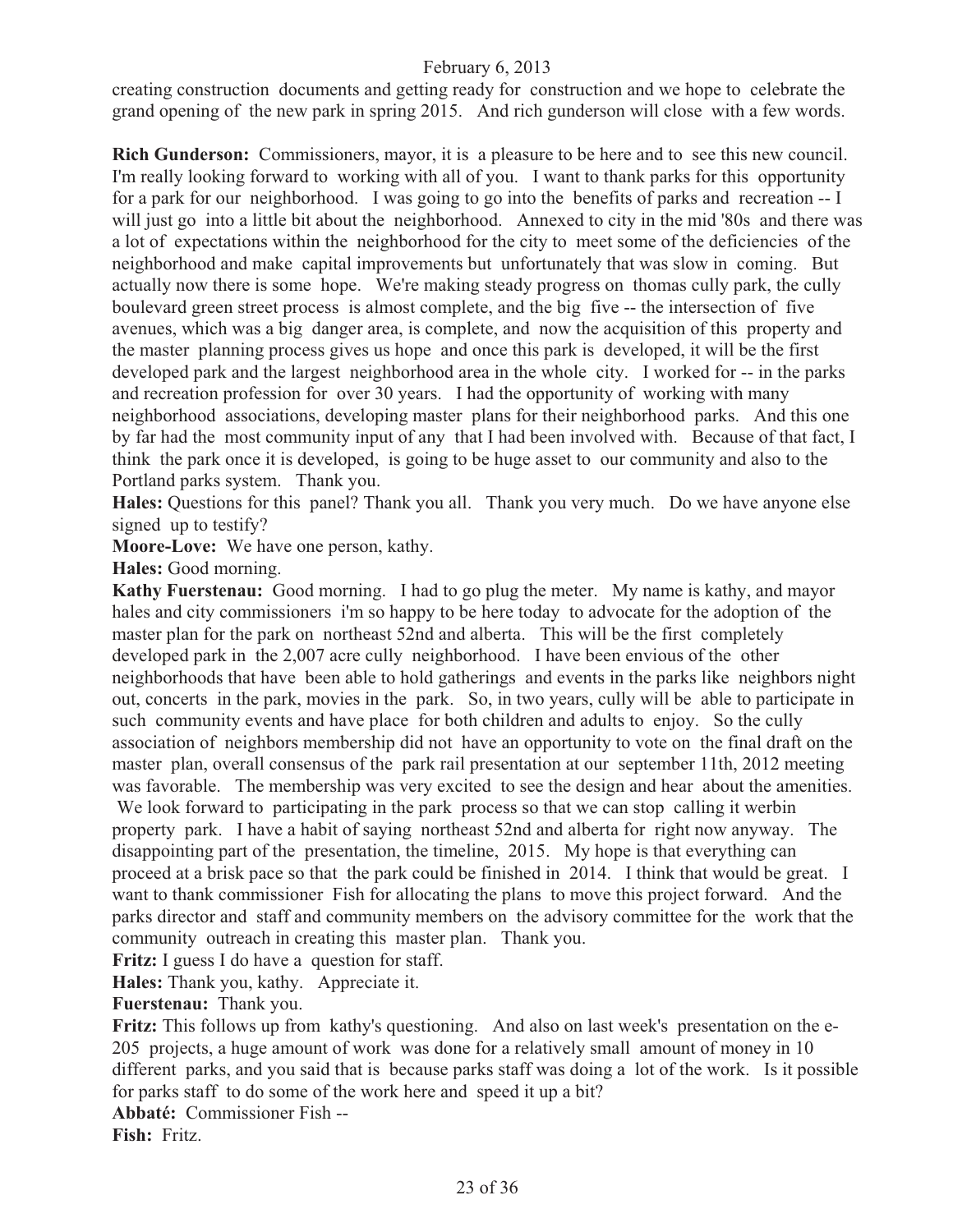creating construction documents and getting ready for construction and we hope to celebrate the grand opening of the new park in spring 2015. And rich gunderson will close with a few words.

**Rich Gunderson:** Commissioners, mayor, it is a pleasure to be here and to see this new council. I'm really looking forward to working with all of you. I want to thank parks for this opportunity for a park for our neighborhood. I was going to go into the benefits of parks and recreation -- I will just go into a little bit about the neighborhood. Annexed to city in the mid '80s and there was a lot of expectations within the neighborhood for the city to meet some of the deficiencies of the neighborhood and make capital improvements but unfortunately that was slow in coming. But actually now there is some hope. We're making steady progress on thomas cully park, the cully boulevard green street process is almost complete, and the big five -- the intersection of five avenues, which was a big danger area, is complete, and now the acquisition of this property and the master planning process gives us hope and once this park is developed, it will be the first developed park and the largest neighborhood area in the whole city. I worked for -- in the parks and recreation profession for over 30 years. I had the opportunity of working with many neighborhood associations, developing master plans for their neighborhood parks. And this one by far had the most community input of any that I had been involved with. Because of that fact, I think the park once it is developed, is going to be huge asset to our community and also to the Portland parks system. Thank you.

**Hales:** Questions for this panel? Thank you all. Thank you very much. Do we have anyone else signed up to testify?

**Moore-Love:** We have one person, kathy.

**Hales:** Good morning.

**Kathy Fuerstenau:** Good morning. I had to go plug the meter. My name is kathy, and mayor hales and city commissioners i'm so happy to be here today to advocate for the adoption of the master plan for the park on northeast 52nd and alberta. This will be the first completely developed park in the 2,007 acre cully neighborhood. I have been envious of the other neighborhoods that have been able to hold gatherings and events in the parks like neighbors night out, concerts in the park, movies in the park. So, in two years, cully will be able to participate in such community events and have place for both children and adults to enjoy. So the cully association of neighbors membership did not have an opportunity to vote on the final draft on the master plan, overall consensus of the park rail presentation at our september 11th, 2012 meeting was favorable. The membership was very excited to see the design and hear about the amenities. We look forward to participating in the park process so that we can stop calling it werbin property park. I have a habit of saying northeast 52nd and alberta for right now anyway. The disappointing part of the presentation, the timeline, 2015. My hope is that everything can proceed at a brisk pace so that the park could be finished in 2014. I think that would be great. I want to thank commissioner Fish for allocating the plans to move this project forward. And the parks director and staff and community members on the advisory committee for the work that the community outreach in creating this master plan. Thank you.

**Fritz:** I guess I do have a question for staff.

**Hales:** Thank you, kathy. Appreciate it.

**Fuerstenau:** Thank you.

**Fritz:** This follows up from kathy's questioning. And also on last week's presentation on the e-205 projects, a huge amount of work was done for a relatively small amount of money in 10 different parks, and you said that is because parks staff was doing a lot of the work. Is it possible for parks staff to do some of the work here and speed it up a bit?

**Abbaté:** Commissioner Fish --

**Fish:** Fritz.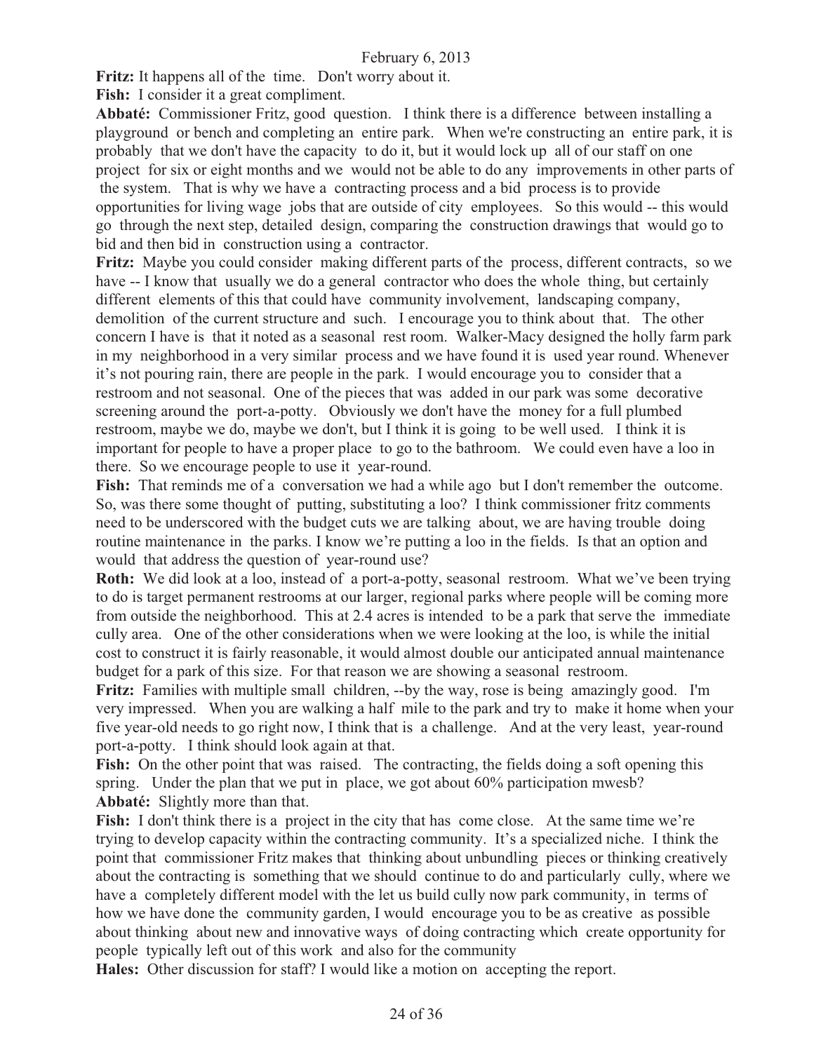February 6, 2013

**Fritz:** It happens all of the time. Don't worry about it.

**Fish:** I consider it a great compliment.

**Abbaté:** Commissioner Fritz, good question. I think there is a difference between installing a playground or bench and completing an entire park. When we're constructing an entire park, it is probably that we don't have the capacity to do it, but it would lock up all of our staff on one project for six or eight months and we would not be able to do any improvements in other parts of the system. That is why we have a contracting process and a bid process is to provide opportunities for living wage jobs that are outside of city employees. So this would -- this would go through the next step, detailed design, comparing the construction drawings that would go to bid and then bid in construction using a contractor.

**Fritz:** Maybe you could consider making different parts of the process, different contracts, so we have -- I know that usually we do a general contractor who does the whole thing, but certainly different elements of this that could have community involvement, landscaping company, demolition of the current structure and such. I encourage you to think about that. The other concern I have is that it noted as a seasonal rest room. Walker-Macy designed the holly farm park in my neighborhood in a very similar process and we have found it is used year round. Whenever it's not pouring rain, there are people in the park. I would encourage you to consider that a restroom and not seasonal. One of the pieces that was added in our park was some decorative screening around the port-a-potty. Obviously we don't have the money for a full plumbed restroom, maybe we do, maybe we don't, but I think it is going to be well used. I think it is important for people to have a proper place to go to the bathroom. We could even have a loo in there. So we encourage people to use it year-round.

**Fish:** That reminds me of a conversation we had a while ago but I don't remember the outcome. So, was there some thought of putting, substituting a loo? I think commissioner fritz comments need to be underscored with the budget cuts we are talking about, we are having trouble doing routine maintenance in the parks. I know we're putting a loo in the fields. Is that an option and would that address the question of year-round use?

**Roth:** We did look at a loo, instead of a port-a-potty, seasonal restroom. What we've been trying to do is target permanent restrooms at our larger, regional parks where people will be coming more from outside the neighborhood. This at 2.4 acres is intended to be a park that serve the immediate cully area. One of the other considerations when we were looking at the loo, is while the initial cost to construct it is fairly reasonable, it would almost double our anticipated annual maintenance budget for a park of this size. For that reason we are showing a seasonal restroom.

**Fritz:** Families with multiple small children, --by the way, rose is being amazingly good. I'm very impressed. When you are walking a half mile to the park and try to make it home when your five year-old needs to go right now, I think that is a challenge. And at the very least, year-round port-a-potty. I think should look again at that.

**Fish:** On the other point that was raised. The contracting, the fields doing a soft opening this spring. Under the plan that we put in place, we got about 60% participation mwesb?

**Abbaté:** Slightly more than that.

**Fish:** I don't think there is a project in the city that has come close. At the same time we're trying to develop capacity within the contracting community. It's a specialized niche. I think the point that commissioner Fritz makes that thinking about unbundling pieces or thinking creatively about the contracting is something that we should continue to do and particularly cully, where we have a completely different model with the let us build cully now park community, in terms of how we have done the community garden, I would encourage you to be as creative as possible about thinking about new and innovative ways of doing contracting which create opportunity for people typically left out of this work and also for the community

**Hales:** Other discussion for staff? I would like a motion on accepting the report.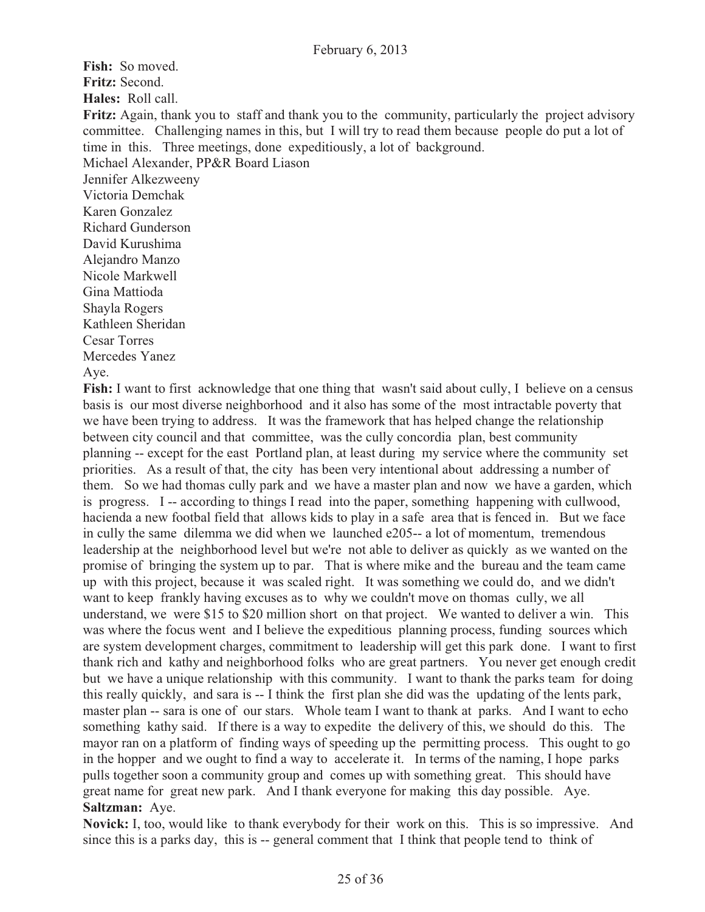**Fish:** So moved.

**Fritz:** Second.

**Hales:** Roll call.

**Fritz:** Again, thank you to staff and thank you to the community, particularly the project advisory committee. Challenging names in this, but I will try to read them because people do put a lot of time in this. Three meetings, done expeditiously, a lot of background.

Michael Alexander, PP&R Board Liason
Jennifer Alkezweeny
Victoria Demchak
Karen Gonzalez
Richard Gunderson
David Kurushima
Alejandro Manzo
Nicole Markwell
Gina Mattioda
Shayla Rogers
Kathleen Sheridan
Cesar Torres
Mercedes Yanez
Aye.

**Fish:** I want to first acknowledge that one thing that wasn't said about cully, I believe on a census basis is our most diverse neighborhood and it also has some of the most intractable poverty that we have been trying to address. It was the framework that has helped change the relationship between city council and that committee, was the cully concordia plan, best community planning -- except for the east Portland plan, at least during my service where the community set priorities. As a result of that, the city has been very intentional about addressing a number of them. So we had thomas cully park and we have a master plan and now we have a garden, which is progress. I -- according to things I read into the paper, something happening with cullwood, hacienda a new footbal field that allows kids to play in a safe area that is fenced in. But we face in cully the same dilemma we did when we launched e205-- a lot of momentum, tremendous leadership at the neighborhood level but we're not able to deliver as quickly as we wanted on the promise of bringing the system up to par. That is where mike and the bureau and the team came up with this project, because it was scaled right. It was something we could do, and we didn't want to keep frankly having excuses as to why we couldn't move on thomas cully, we all understand, we were $15 to $20 million short on that project. We wanted to deliver a win. This was where the focus went and I believe the expeditious planning process, funding sources which are system development charges, commitment to leadership will get this park done. I want to first thank rich and kathy and neighborhood folks who are great partners. You never get enough credit but we have a unique relationship with this community. I want to thank the parks team for doing this really quickly, and sara is -- I think the first plan she did was the updating of the lents park, master plan -- sara is one of our stars. Whole team I want to thank at parks. And I want to echo something kathy said. If there is a way to expedite the delivery of this, we should do this. The mayor ran on a platform of finding ways of speeding up the permitting process. This ought to go in the hopper and we ought to find a way to accelerate it. In terms of the naming, I hope parks pulls together soon a community group and comes up with something great. This should have great name for great new park. And I thank everyone for making this day possible. Aye.

**Saltzman:** Aye.

**Novick:** I, too, would like to thank everybody for their work on this. This is so impressive. And since this is a parks day, this is -- general comment that I think that people tend to think of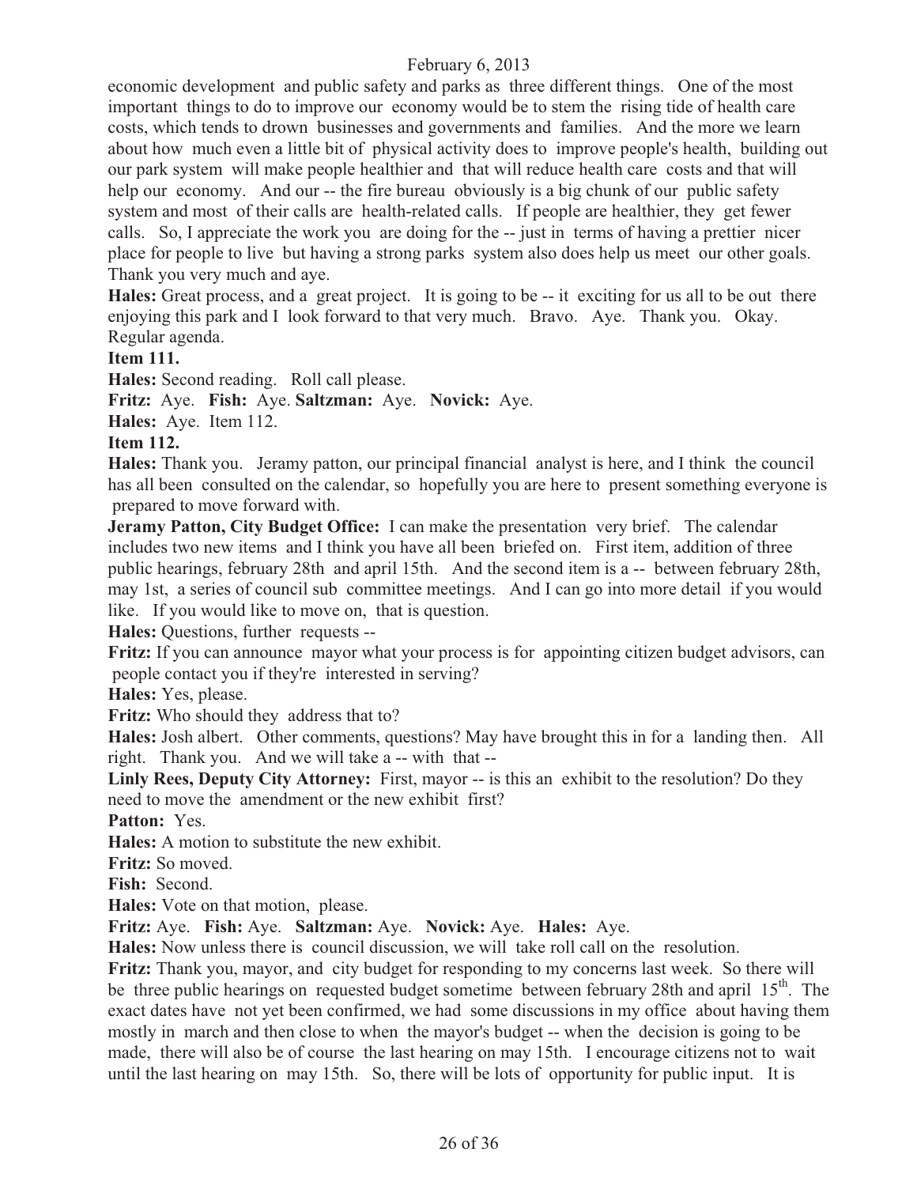economic development and public safety and parks as three different things. One of the most important things to do to improve our economy would be to stem the rising tide of health care costs, which tends to drown businesses and governments and families. And the more we learn about how much even a little bit of physical activity does to improve people's health, building out our park system will make people healthier and that will reduce health care costs and that will help our economy. And our -- the fire bureau obviously is a big chunk of our public safety system and most of their calls are health-related calls. If people are healthier, they get fewer calls. So, I appreciate the work you are doing for the -- just in terms of having a prettier nicer place for people to live but having a strong parks system also does help us meet our other goals. Thank you very much and aye.

**Hales:** Great process, and a great project. It is going to be -- it exciting for us all to be out there enjoying this park and I look forward to that very much. Bravo. Aye. Thank you. Okay. Regular agenda.

**Item 111.**

**Hales:** Second reading. Roll call please.

**Fritz:** Aye. **Fish:** Aye. **Saltzman:** Aye. **Novick:** Aye.

**Hales:** Aye. Item 112.

**Item 112.**

**Hales:** Thank you. Jeramy patton, our principal financial analyst is here, and I think the council has all been consulted on the calendar, so hopefully you are here to present something everyone is prepared to move forward with.

**Jeramy Patton, City Budget Office:** I can make the presentation very brief. The calendar includes two new items and I think you have all been briefed on. First item, addition of three public hearings, february 28th and april 15th. And the second item is a -- between february 28th, may 1st, a series of council sub committee meetings. And I can go into more detail if you would like. If you would like to move on, that is question.

**Hales:** Questions, further requests --

**Fritz:** If you can announce mayor what your process is for appointing citizen budget advisors, can people contact you if they're interested in serving?

**Hales:** Yes, please.

**Fritz:** Who should they address that to?

**Hales:** Josh albert. Other comments, questions? May have brought this in for a landing then. All right. Thank you. And we will take a -- with that --

**Linly Rees, Deputy City Attorney:** First, mayor -- is this an exhibit to the resolution? Do they need to move the amendment or the new exhibit first?

**Patton:** Yes.

**Hales:** A motion to substitute the new exhibit.

**Fritz:** So moved.

**Fish:** Second.

**Hales:** Vote on that motion, please.

**Fritz:** Aye. **Fish:** Aye. **Saltzman:** Aye. **Novick:** Aye. **Hales:** Aye.

**Hales:** Now unless there is council discussion, we will take roll call on the resolution.

**Fritz:** Thank you, mayor, and city budget for responding to my concerns last week. So there will be three public hearings on requested budget sometime between february 28th and april 15th. The exact dates have not yet been confirmed, we had some discussions in my office about having them mostly in march and then close to when the mayor's budget -- when the decision is going to be made, there will also be of course the last hearing on may 15th. I encourage citizens not to wait until the last hearing on may 15th. So, there will be lots of opportunity for public input. It is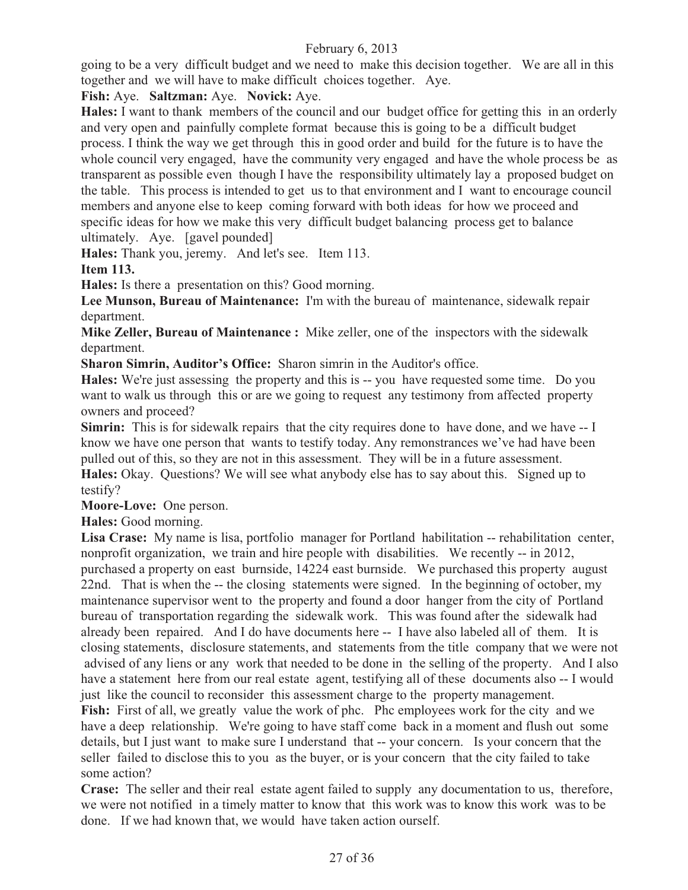going to be a very difficult budget and we need to make this decision together. We are all in this together and we will have to make difficult choices together. Aye.

**Fish:** Aye. **Saltzman:** Aye. **Novick:** Aye.

**Hales:** I want to thank members of the council and our budget office for getting this in an orderly and very open and painfully complete format because this is going to be a difficult budget process. I think the way we get through this in good order and build for the future is to have the whole council very engaged, have the community very engaged and have the whole process be as transparent as possible even though I have the responsibility ultimately lay a proposed budget on the table. This process is intended to get us to that environment and I want to encourage council members and anyone else to keep coming forward with both ideas for how we proceed and specific ideas for how we make this very difficult budget balancing process get to balance ultimately. Aye. [gavel pounded]

**Hales:** Thank you, jeremy. And let's see. Item 113.

**Item 113.**

**Hales:** Is there a presentation on this? Good morning.

**Lee Munson, Bureau of Maintenance:** I'm with the bureau of maintenance, sidewalk repair department.

**Mike Zeller, Bureau of Maintenance :** Mike zeller, one of the inspectors with the sidewalk department.

**Sharon Simrin, Auditor's Office:** Sharon simrin in the Auditor's office.

**Hales:** We're just assessing the property and this is -- you have requested some time. Do you want to walk us through this or are we going to request any testimony from affected property owners and proceed?

**Simrin:** This is for sidewalk repairs that the city requires done to have done, and we have -- I know we have one person that wants to testify today. Any remonstrances we've had have been pulled out of this, so they are not in this assessment. They will be in a future assessment.

**Hales:** Okay. Questions? We will see what anybody else has to say about this. Signed up to testify?

**Moore-Love:** One person.

**Hales:** Good morning.

**Lisa Crase:** My name is lisa, portfolio manager for Portland habilitation -- rehabilitation center, nonprofit organization, we train and hire people with disabilities. We recently -- in 2012, purchased a property on east burnside, 14224 east burnside. We purchased this property august 22nd. That is when the -- the closing statements were signed. In the beginning of october, my maintenance supervisor went to the property and found a door hanger from the city of Portland bureau of transportation regarding the sidewalk work. This was found after the sidewalk had already been repaired. And I do have documents here -- I have also labeled all of them. It is closing statements, disclosure statements, and statements from the title company that we were not advised of any liens or any work that needed to be done in the selling of the property. And I also have a statement here from our real estate agent, testifying all of these documents also -- I would just like the council to reconsider this assessment charge to the property management.

**Fish:** First of all, we greatly value the work of phc. Phc employees work for the city and we have a deep relationship. We're going to have staff come back in a moment and flush out some details, but I just want to make sure I understand that -- your concern. Is your concern that the seller failed to disclose this to you as the buyer, or is your concern that the city failed to take some action?

**Crase:** The seller and their real estate agent failed to supply any documentation to us, therefore, we were not notified in a timely matter to know that this work was to know this work was to be done. If we had known that, we would have taken action ourself.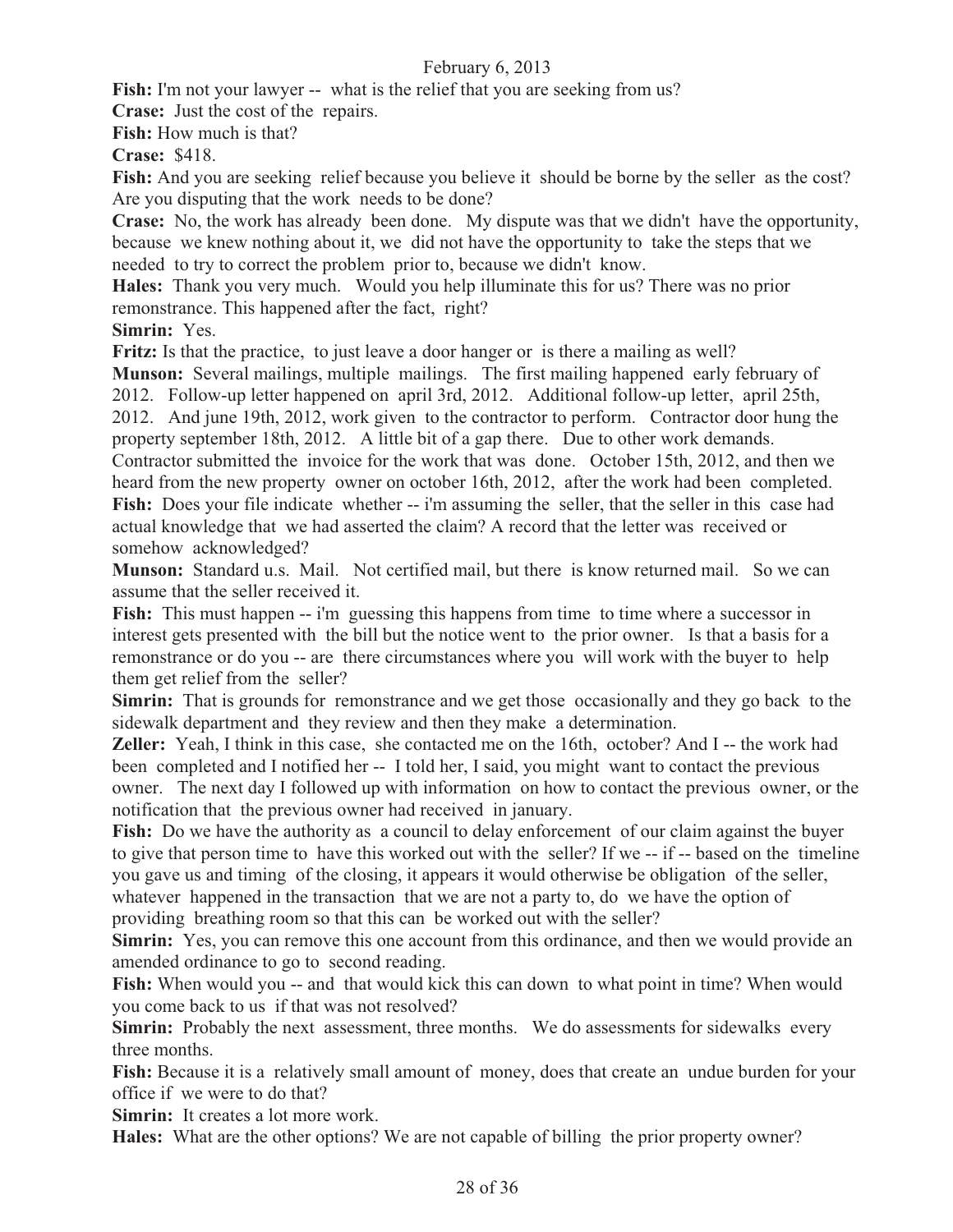**Fish:** I'm not your lawyer -- what is the relief that you are seeking from us?

**Crase:** Just the cost of the repairs.

**Fish:** How much is that?

**Crase:** $418.

**Fish:** And you are seeking relief because you believe it should be borne by the seller as the cost? Are you disputing that the work needs to be done?

**Crase:** No, the work has already been done. My dispute was that we didn't have the opportunity, because we knew nothing about it, we did not have the opportunity to take the steps that we needed to try to correct the problem prior to, because we didn't know.

**Hales:** Thank you very much. Would you help illuminate this for us? There was no prior remonstrance. This happened after the fact, right?

**Simrin:** Yes.

**Fritz:** Is that the practice, to just leave a door hanger or is there a mailing as well?

**Munson:** Several mailings, multiple mailings. The first mailing happened early february of 2012. Follow-up letter happened on april 3rd, 2012. Additional follow-up letter, april 25th, 2012. And june 19th, 2012, work given to the contractor to perform. Contractor door hung the property september 18th, 2012. A little bit of a gap there. Due to other work demands. Contractor submitted the invoice for the work that was done. October 15th, 2012, and then we heard from the new property owner on october 16th, 2012, after the work had been completed.

**Fish:** Does your file indicate whether -- i'm assuming the seller, that the seller in this case had actual knowledge that we had asserted the claim? A record that the letter was received or somehow acknowledged?

**Munson:** Standard u.s. Mail. Not certified mail, but there is know returned mail. So we can assume that the seller received it.

**Fish:** This must happen -- i'm guessing this happens from time to time where a successor in interest gets presented with the bill but the notice went to the prior owner. Is that a basis for a remonstrance or do you -- are there circumstances where you will work with the buyer to help them get relief from the seller?

**Simrin:** That is grounds for remonstrance and we get those occasionally and they go back to the sidewalk department and they review and then they make a determination.

**Zeller:** Yeah, I think in this case, she contacted me on the 16th, october? And I -- the work had been completed and I notified her -- I told her, I said, you might want to contact the previous owner. The next day I followed up with information on how to contact the previous owner, or the notification that the previous owner had received in january.

**Fish:** Do we have the authority as a council to delay enforcement of our claim against the buyer to give that person time to have this worked out with the seller? If we -- if -- based on the timeline you gave us and timing of the closing, it appears it would otherwise be obligation of the seller, whatever happened in the transaction that we are not a party to, do we have the option of providing breathing room so that this can be worked out with the seller?

**Simrin:** Yes, you can remove this one account from this ordinance, and then we would provide an amended ordinance to go to second reading.

**Fish:** When would you -- and that would kick this can down to what point in time? When would you come back to us if that was not resolved?

**Simrin:** Probably the next assessment, three months. We do assessments for sidewalks every three months.

**Fish:** Because it is a relatively small amount of money, does that create an undue burden for your office if we were to do that?

**Simrin:** It creates a lot more work.

**Hales:** What are the other options? We are not capable of billing the prior property owner?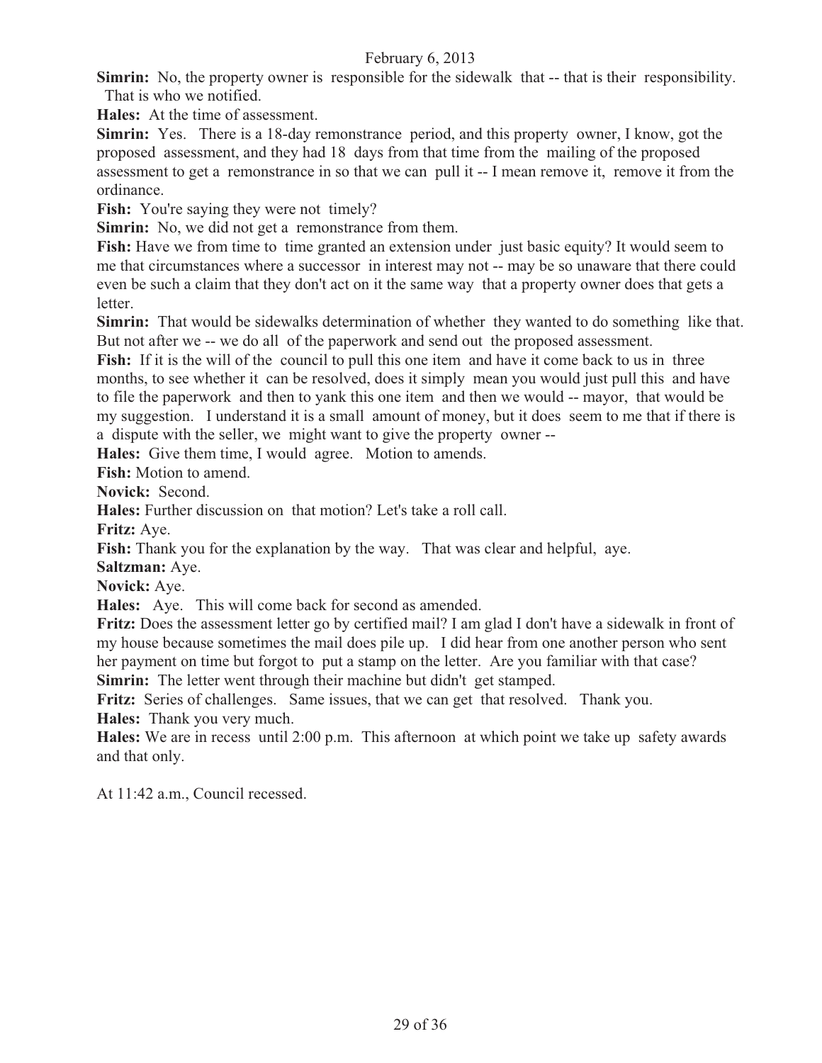**Simrin:** No, the property owner is responsible for the sidewalk that -- that is their responsibility. That is who we notified.

**Hales:** At the time of assessment.

**Simrin:** Yes. There is a 18-day remonstrance period, and this property owner, I know, got the proposed assessment, and they had 18 days from that time from the mailing of the proposed assessment to get a remonstrance in so that we can pull it -- I mean remove it, remove it from the ordinance.

**Fish:** You're saying they were not timely?

**Simrin:** No, we did not get a remonstrance from them.

**Fish:** Have we from time to time granted an extension under just basic equity? It would seem to me that circumstances where a successor in interest may not -- may be so unaware that there could even be such a claim that they don't act on it the same way that a property owner does that gets a letter.

**Simrin:** That would be sidewalks determination of whether they wanted to do something like that. But not after we -- we do all of the paperwork and send out the proposed assessment.

**Fish:** If it is the will of the council to pull this one item and have it come back to us in three months, to see whether it can be resolved, does it simply mean you would just pull this and have to file the paperwork and then to yank this one item and then we would -- mayor, that would be my suggestion. I understand it is a small amount of money, but it does seem to me that if there is a dispute with the seller, we might want to give the property owner --

**Hales:** Give them time, I would agree. Motion to amends.

**Fish:** Motion to amend.

**Novick:** Second.

**Hales:** Further discussion on that motion? Let's take a roll call.

**Fritz:** Aye.

**Fish:** Thank you for the explanation by the way. That was clear and helpful, aye.

**Saltzman:** Aye.

**Novick:** Aye.

**Hales:** Aye. This will come back for second as amended.

**Fritz:** Does the assessment letter go by certified mail? I am glad I don't have a sidewalk in front of my house because sometimes the mail does pile up. I did hear from one another person who sent her payment on time but forgot to put a stamp on the letter. Are you familiar with that case?

**Simrin:** The letter went through their machine but didn't get stamped.

**Fritz:** Series of challenges. Same issues, that we can get that resolved. Thank you.

**Hales:** Thank you very much.

**Hales:** We are in recess until 2:00 p.m. This afternoon at which point we take up safety awards and that only.

At 11:42 a.m., Council recessed.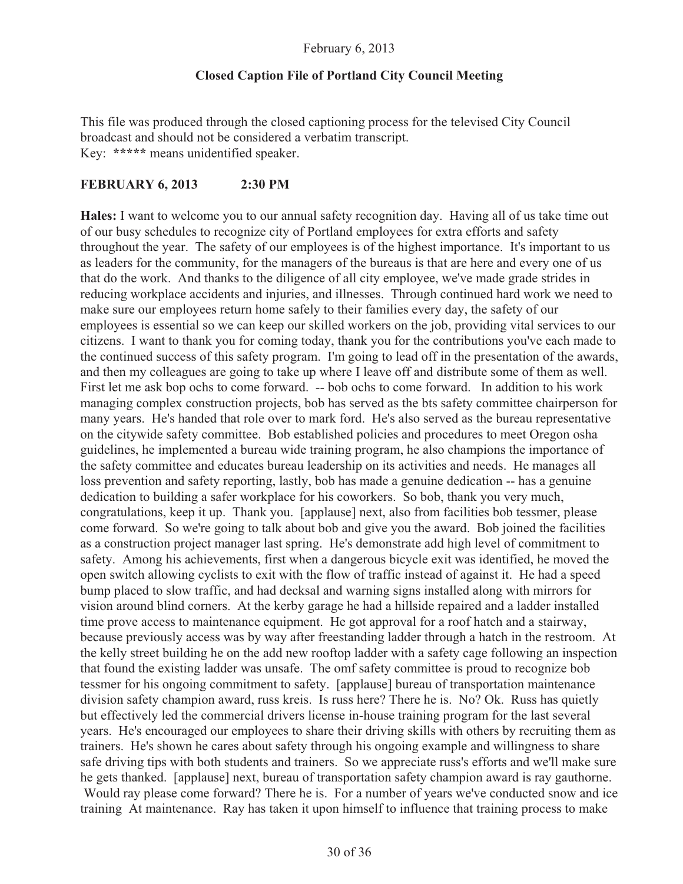February 6, 2013

**Closed Caption File of Portland City Council Meeting**

This file was produced through the closed captioning process for the televised City Council broadcast and should not be considered a verbatim transcript.
Key: **\*\*\*\*\*** means unidentified speaker.

**FEBRUARY 6, 2013 2:30 PM**

**Hales:** I want to welcome you to our annual safety recognition day. Having all of us take time out of our busy schedules to recognize city of Portland employees for extra efforts and safety throughout the year. The safety of our employees is of the highest importance. It's important to us as leaders for the community, for the managers of the bureaus is that are here and every one of us that do the work. And thanks to the diligence of all city employee, we've made grade strides in reducing workplace accidents and injuries, and illnesses. Through continued hard work we need to make sure our employees return home safely to their families every day, the safety of our employees is essential so we can keep our skilled workers on the job, providing vital services to our citizens. I want to thank you for coming today, thank you for the contributions you've each made to the continued success of this safety program. I'm going to lead off in the presentation of the awards, and then my colleagues are going to take up where I leave off and distribute some of them as well. First let me ask bop ochs to come forward. -- bob ochs to come forward. In addition to his work managing complex construction projects, bob has served as the bts safety committee chairperson for many years. He's handed that role over to mark ford. He's also served as the bureau representative on the citywide safety committee. Bob established policies and procedures to meet Oregon osha guidelines, he implemented a bureau wide training program, he also champions the importance of the safety committee and educates bureau leadership on its activities and needs. He manages all loss prevention and safety reporting, lastly, bob has made a genuine dedication -- has a genuine dedication to building a safer workplace for his coworkers. So bob, thank you very much, congratulations, keep it up. Thank you. [applause] next, also from facilities bob tessmer, please come forward. So we're going to talk about bob and give you the award. Bob joined the facilities as a construction project manager last spring. He's demonstrate add high level of commitment to safety. Among his achievements, first when a dangerous bicycle exit was identified, he moved the open switch allowing cyclists to exit with the flow of traffic instead of against it. He had a speed bump placed to slow traffic, and had decksal and warning signs installed along with mirrors for vision around blind corners. At the kerby garage he had a hillside repaired and a ladder installed time prove access to maintenance equipment. He got approval for a roof hatch and a stairway, because previously access was by way after freestanding ladder through a hatch in the restroom. At the kelly street building he on the add new rooftop ladder with a safety cage following an inspection that found the existing ladder was unsafe. The omf safety committee is proud to recognize bob tessmer for his ongoing commitment to safety. [applause] bureau of transportation maintenance division safety champion award, russ kreis. Is russ here? There he is. No? Ok. Russ has quietly but effectively led the commercial drivers license in-house training program for the last several years. He's encouraged our employees to share their driving skills with others by recruiting them as trainers. He's shown he cares about safety through his ongoing example and willingness to share safe driving tips with both students and trainers. So we appreciate russ's efforts and we'll make sure he gets thanked. [applause] next, bureau of transportation safety champion award is ray gauthorne. Would ray please come forward? There he is. For a number of years we've conducted snow and ice training At maintenance. Ray has taken it upon himself to influence that training process to make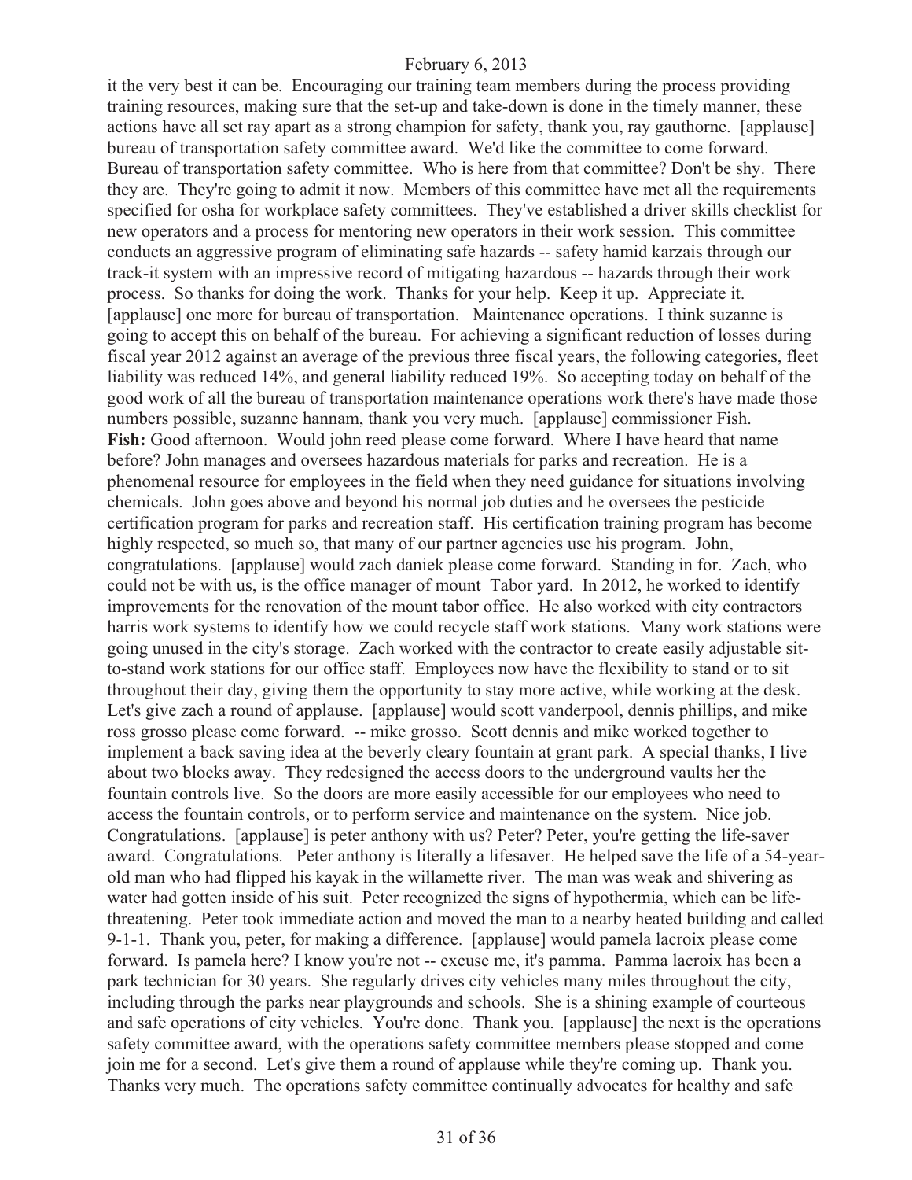it the very best it can be. Encouraging our training team members during the process providing training resources, making sure that the set-up and take-down is done in the timely manner, these actions have all set ray apart as a strong champion for safety, thank you, ray gauthorne. [applause] bureau of transportation safety committee award. We'd like the committee to come forward. Bureau of transportation safety committee. Who is here from that committee? Don't be shy. There they are. They're going to admit it now. Members of this committee have met all the requirements specified for osha for workplace safety committees. They've established a driver skills checklist for new operators and a process for mentoring new operators in their work session. This committee conducts an aggressive program of eliminating safe hazards -- safety hamid karzais through our track-it system with an impressive record of mitigating hazardous -- hazards through their work process. So thanks for doing the work. Thanks for your help. Keep it up. Appreciate it. [applause] one more for bureau of transportation. Maintenance operations. I think suzanne is going to accept this on behalf of the bureau. For achieving a significant reduction of losses during fiscal year 2012 against an average of the previous three fiscal years, the following categories, fleet liability was reduced 14%, and general liability reduced 19%. So accepting today on behalf of the good work of all the bureau of transportation maintenance operations work there's have made those numbers possible, suzanne hannam, thank you very much. [applause] commissioner Fish.

**Fish:** Good afternoon. Would john reed please come forward. Where I have heard that name before? John manages and oversees hazardous materials for parks and recreation. He is a phenomenal resource for employees in the field when they need guidance for situations involving chemicals. John goes above and beyond his normal job duties and he oversees the pesticide certification program for parks and recreation staff. His certification training program has become highly respected, so much so, that many of our partner agencies use his program. John, congratulations. [applause] would zach daniek please come forward. Standing in for. Zach, who could not be with us, is the office manager of mount Tabor yard. In 2012, he worked to identify improvements for the renovation of the mount tabor office. He also worked with city contractors harris work systems to identify how we could recycle staff work stations. Many work stations were going unused in the city's storage. Zach worked with the contractor to create easily adjustable sit-to-stand work stations for our office staff. Employees now have the flexibility to stand or to sit throughout their day, giving them the opportunity to stay more active, while working at the desk. Let's give zach a round of applause. [applause] would scott vanderpool, dennis phillips, and mike ross grosso please come forward. -- mike grosso. Scott dennis and mike worked together to implement a back saving idea at the beverly cleary fountain at grant park. A special thanks, I live about two blocks away. They redesigned the access doors to the underground vaults her the fountain controls live. So the doors are more easily accessible for our employees who need to access the fountain controls, or to perform service and maintenance on the system. Nice job. Congratulations. [applause] is peter anthony with us? Peter? Peter, you're getting the life-saver award. Congratulations. Peter anthony is literally a lifesaver. He helped save the life of a 54-year-old man who had flipped his kayak in the willamette river. The man was weak and shivering as water had gotten inside of his suit. Peter recognized the signs of hypothermia, which can be life-threatening. Peter took immediate action and moved the man to a nearby heated building and called 9-1-1. Thank you, peter, for making a difference. [applause] would pamela lacroix please come forward. Is pamela here? I know you're not -- excuse me, it's pamma. Pamma lacroix has been a park technician for 30 years. She regularly drives city vehicles many miles throughout the city, including through the parks near playgrounds and schools. She is a shining example of courteous and safe operations of city vehicles. You're done. Thank you. [applause] the next is the operations safety committee award, with the operations safety committee members please stopped and come join me for a second. Let's give them a round of applause while they're coming up. Thank you. Thanks very much. The operations safety committee continually advocates for healthy and safe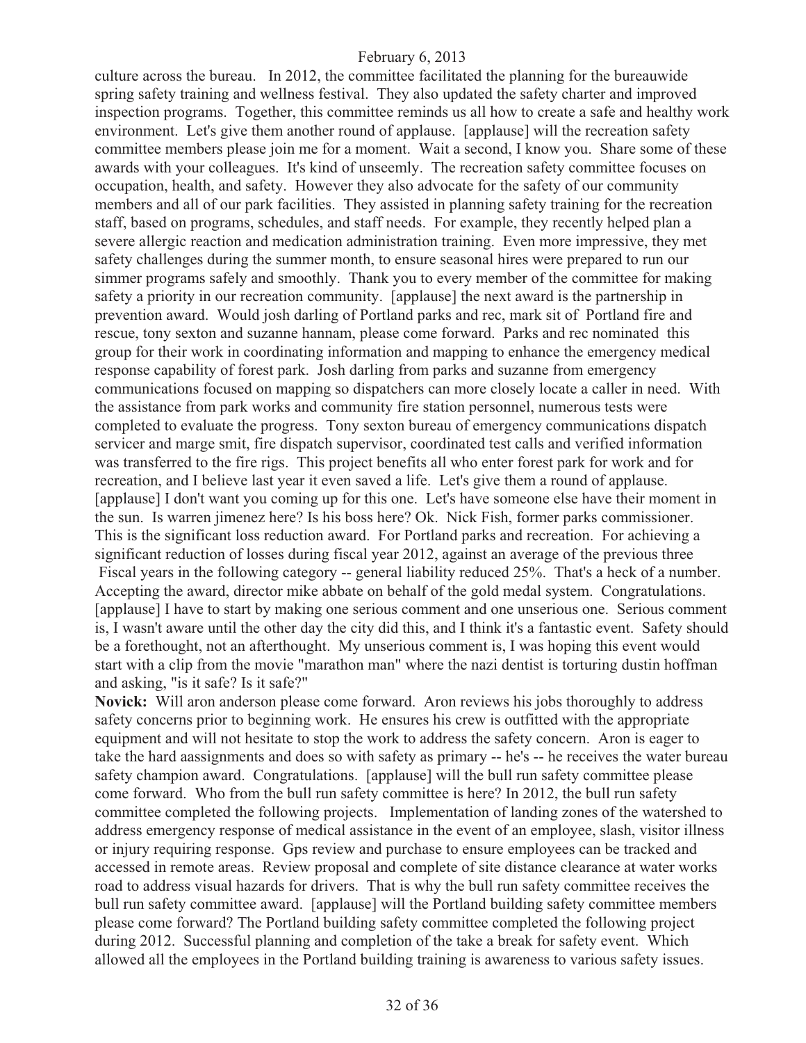culture across the bureau. In 2012, the committee facilitated the planning for the bureauwide spring safety training and wellness festival. They also updated the safety charter and improved inspection programs. Together, this committee reminds us all how to create a safe and healthy work environment. Let's give them another round of applause. [applause] will the recreation safety committee members please join me for a moment. Wait a second, I know you. Share some of these awards with your colleagues. It's kind of unseemly. The recreation safety committee focuses on occupation, health, and safety. However they also advocate for the safety of our community members and all of our park facilities. They assisted in planning safety training for the recreation staff, based on programs, schedules, and staff needs. For example, they recently helped plan a severe allergic reaction and medication administration training. Even more impressive, they met safety challenges during the summer month, to ensure seasonal hires were prepared to run our simmer programs safely and smoothly. Thank you to every member of the committee for making safety a priority in our recreation community. [applause] the next award is the partnership in prevention award. Would josh darling of Portland parks and rec, mark sit of Portland fire and rescue, tony sexton and suzanne hannam, please come forward. Parks and rec nominated this group for their work in coordinating information and mapping to enhance the emergency medical response capability of forest park. Josh darling from parks and suzanne from emergency communications focused on mapping so dispatchers can more closely locate a caller in need. With the assistance from park works and community fire station personnel, numerous tests were completed to evaluate the progress. Tony sexton bureau of emergency communications dispatch servicer and marge smit, fire dispatch supervisor, coordinated test calls and verified information was transferred to the fire rigs. This project benefits all who enter forest park for work and for recreation, and I believe last year it even saved a life. Let's give them a round of applause. [applause] I don't want you coming up for this one. Let's have someone else have their moment in the sun. Is warren jimenez here? Is his boss here? Ok. Nick Fish, former parks commissioner. This is the significant loss reduction award. For Portland parks and recreation. For achieving a significant reduction of losses during fiscal year 2012, against an average of the previous three Fiscal years in the following category -- general liability reduced 25%. That's a heck of a number. Accepting the award, director mike abbate on behalf of the gold medal system. Congratulations. [applause] I have to start by making one serious comment and one unserious one. Serious comment is, I wasn't aware until the other day the city did this, and I think it's a fantastic event. Safety should be a forethought, not an afterthought. My unserious comment is, I was hoping this event would start with a clip from the movie "marathon man" where the nazi dentist is torturing dustin hoffman and asking, "is it safe? Is it safe?"

**Novick:** Will aron anderson please come forward. Aron reviews his jobs thoroughly to address safety concerns prior to beginning work. He ensures his crew is outfitted with the appropriate equipment and will not hesitate to stop the work to address the safety concern. Aron is eager to take the hard aassignments and does so with safety as primary -- he's -- he receives the water bureau safety champion award. Congratulations. [applause] will the bull run safety committee please come forward. Who from the bull run safety committee is here? In 2012, the bull run safety committee completed the following projects. Implementation of landing zones of the watershed to address emergency response of medical assistance in the event of an employee, slash, visitor illness or injury requiring response. Gps review and purchase to ensure employees can be tracked and accessed in remote areas. Review proposal and complete of site distance clearance at water works road to address visual hazards for drivers. That is why the bull run safety committee receives the bull run safety committee award. [applause] will the Portland building safety committee members please come forward? The Portland building safety committee completed the following project during 2012. Successful planning and completion of the take a break for safety event. Which allowed all the employees in the Portland building training is awareness to various safety issues.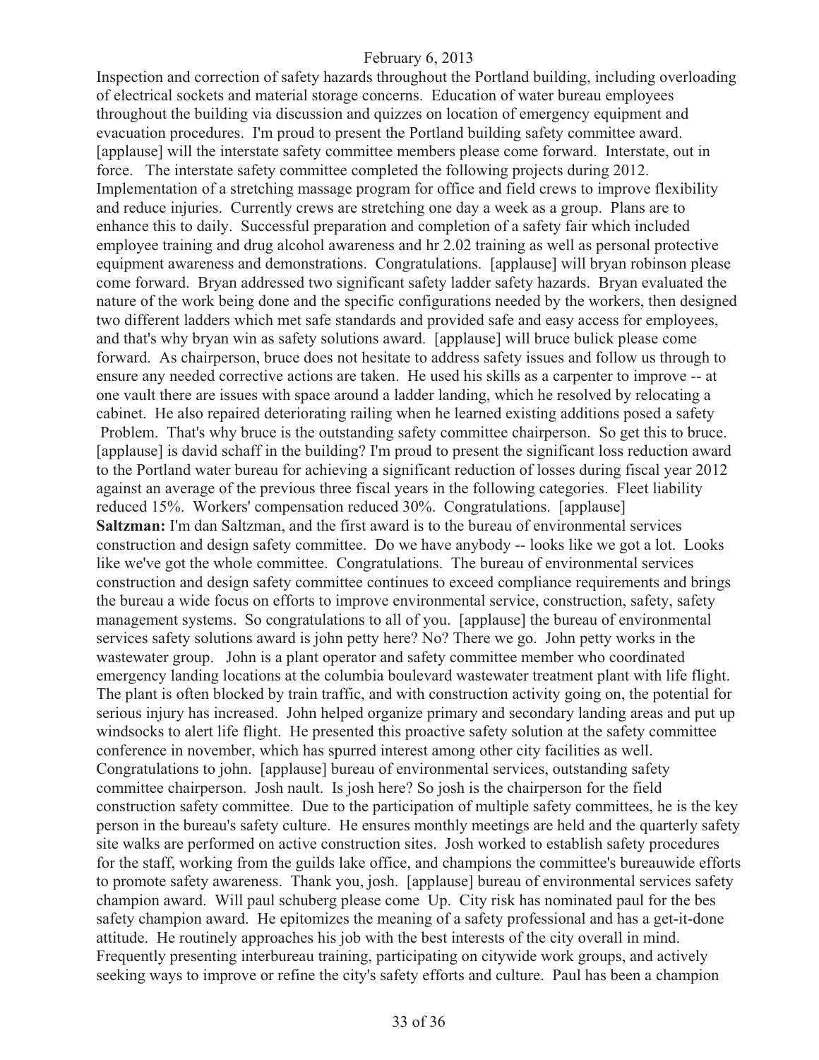Inspection and correction of safety hazards throughout the Portland building, including overloading of electrical sockets and material storage concerns. Education of water bureau employees throughout the building via discussion and quizzes on location of emergency equipment and evacuation procedures. I'm proud to present the Portland building safety committee award. [applause] will the interstate safety committee members please come forward. Interstate, out in force. The interstate safety committee completed the following projects during 2012. Implementation of a stretching massage program for office and field crews to improve flexibility and reduce injuries. Currently crews are stretching one day a week as a group. Plans are to enhance this to daily. Successful preparation and completion of a safety fair which included employee training and drug alcohol awareness and hr 2.02 training as well as personal protective equipment awareness and demonstrations. Congratulations. [applause] will bryan robinson please come forward. Bryan addressed two significant safety ladder safety hazards. Bryan evaluated the nature of the work being done and the specific configurations needed by the workers, then designed two different ladders which met safe standards and provided safe and easy access for employees, and that's why bryan win as safety solutions award. [applause] will bruce bulick please come forward. As chairperson, bruce does not hesitate to address safety issues and follow us through to ensure any needed corrective actions are taken. He used his skills as a carpenter to improve -- at one vault there are issues with space around a ladder landing, which he resolved by relocating a cabinet. He also repaired deteriorating railing when he learned existing additions posed a safety Problem. That's why bruce is the outstanding safety committee chairperson. So get this to bruce. [applause] is david schaff in the building? I'm proud to present the significant loss reduction award to the Portland water bureau for achieving a significant reduction of losses during fiscal year 2012 against an average of the previous three fiscal years in the following categories. Fleet liability reduced 15%. Workers' compensation reduced 30%. Congratulations. [applause]

**Saltzman:** I'm dan Saltzman, and the first award is to the bureau of environmental services construction and design safety committee. Do we have anybody -- looks like we got a lot. Looks like we've got the whole committee. Congratulations. The bureau of environmental services construction and design safety committee continues to exceed compliance requirements and brings the bureau a wide focus on efforts to improve environmental service, construction, safety, safety management systems. So congratulations to all of you. [applause] the bureau of environmental services safety solutions award is john petty here? No? There we go. John petty works in the wastewater group. John is a plant operator and safety committee member who coordinated emergency landing locations at the columbia boulevard wastewater treatment plant with life flight. The plant is often blocked by train traffic, and with construction activity going on, the potential for serious injury has increased. John helped organize primary and secondary landing areas and put up windsocks to alert life flight. He presented this proactive safety solution at the safety committee conference in november, which has spurred interest among other city facilities as well. Congratulations to john. [applause] bureau of environmental services, outstanding safety committee chairperson. Josh nault. Is josh here? So josh is the chairperson for the field construction safety committee. Due to the participation of multiple safety committees, he is the key person in the bureau's safety culture. He ensures monthly meetings are held and the quarterly safety site walks are performed on active construction sites. Josh worked to establish safety procedures for the staff, working from the guilds lake office, and champions the committee's bureauwide efforts to promote safety awareness. Thank you, josh. [applause] bureau of environmental services safety champion award. Will paul schuberg please come Up. City risk has nominated paul for the bes safety champion award. He epitomizes the meaning of a safety professional and has a get-it-done attitude. He routinely approaches his job with the best interests of the city overall in mind. Frequently presenting interbureau training, participating on citywide work groups, and actively seeking ways to improve or refine the city's safety efforts and culture. Paul has been a champion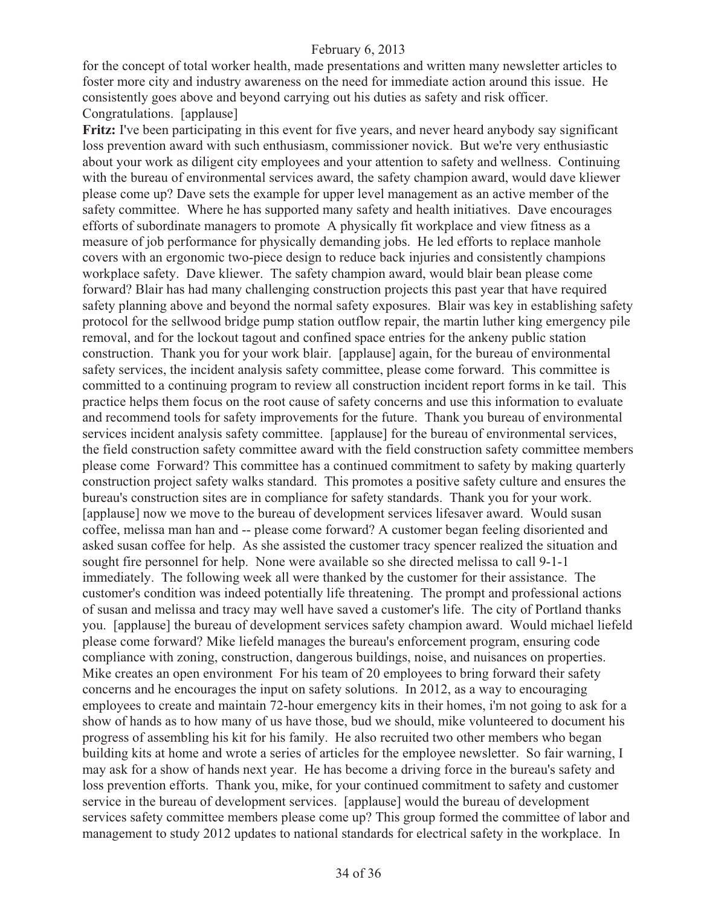for the concept of total worker health, made presentations and written many newsletter articles to foster more city and industry awareness on the need for immediate action around this issue. He consistently goes above and beyond carrying out his duties as safety and risk officer. Congratulations. [applause]

**Fritz:** I've been participating in this event for five years, and never heard anybody say significant loss prevention award with such enthusiasm, commissioner novick. But we're very enthusiastic about your work as diligent city employees and your attention to safety and wellness. Continuing with the bureau of environmental services award, the safety champion award, would dave kliewer please come up? Dave sets the example for upper level management as an active member of the safety committee. Where he has supported many safety and health initiatives. Dave encourages efforts of subordinate managers to promote A physically fit workplace and view fitness as a measure of job performance for physically demanding jobs. He led efforts to replace manhole covers with an ergonomic two-piece design to reduce back injuries and consistently champions workplace safety. Dave kliewer. The safety champion award, would blair bean please come forward? Blair has had many challenging construction projects this past year that have required safety planning above and beyond the normal safety exposures. Blair was key in establishing safety protocol for the sellwood bridge pump station outflow repair, the martin luther king emergency pile removal, and for the lockout tagout and confined space entries for the ankeny public station construction. Thank you for your work blair. [applause] again, for the bureau of environmental safety services, the incident analysis safety committee, please come forward. This committee is committed to a continuing program to review all construction incident report forms in ke tail. This practice helps them focus on the root cause of safety concerns and use this information to evaluate and recommend tools for safety improvements for the future. Thank you bureau of environmental services incident analysis safety committee. [applause] for the bureau of environmental services, the field construction safety committee award with the field construction safety committee members please come Forward? This committee has a continued commitment to safety by making quarterly construction project safety walks standard. This promotes a positive safety culture and ensures the bureau's construction sites are in compliance for safety standards. Thank you for your work. [applause] now we move to the bureau of development services lifesaver award. Would susan coffee, melissa man han and -- please come forward? A customer began feeling disoriented and asked susan coffee for help. As she assisted the customer tracy spencer realized the situation and sought fire personnel for help. None were available so she directed melissa to call 9-1-1 immediately. The following week all were thanked by the customer for their assistance. The customer's condition was indeed potentially life threatening. The prompt and professional actions of susan and melissa and tracy may well have saved a customer's life. The city of Portland thanks you. [applause] the bureau of development services safety champion award. Would michael liefeld please come forward? Mike liefeld manages the bureau's enforcement program, ensuring code compliance with zoning, construction, dangerous buildings, noise, and nuisances on properties. Mike creates an open environment For his team of 20 employees to bring forward their safety concerns and he encourages the input on safety solutions. In 2012, as a way to encouraging employees to create and maintain 72-hour emergency kits in their homes, i'm not going to ask for a show of hands as to how many of us have those, bud we should, mike volunteered to document his progress of assembling his kit for his family. He also recruited two other members who began building kits at home and wrote a series of articles for the employee newsletter. So fair warning, I may ask for a show of hands next year. He has become a driving force in the bureau's safety and loss prevention efforts. Thank you, mike, for your continued commitment to safety and customer service in the bureau of development services. [applause] would the bureau of development services safety committee members please come up? This group formed the committee of labor and management to study 2012 updates to national standards for electrical safety in the workplace. In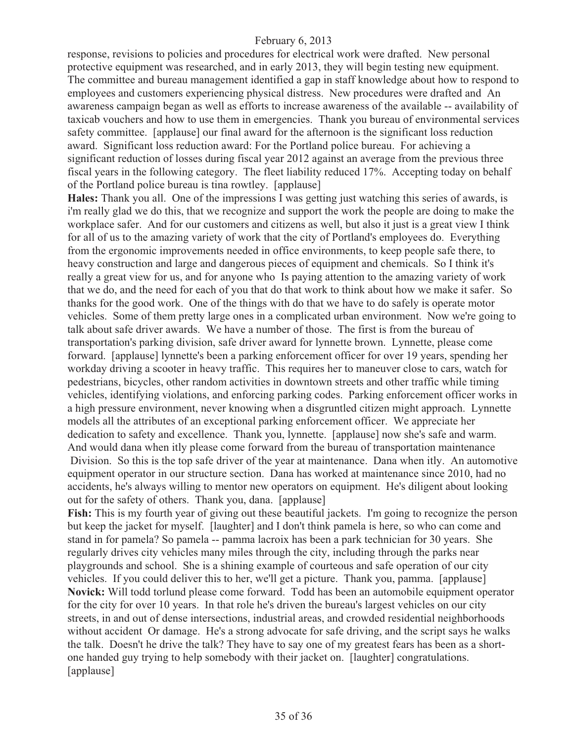response, revisions to policies and procedures for electrical work were drafted. New personal protective equipment was researched, and in early 2013, they will begin testing new equipment. The committee and bureau management identified a gap in staff knowledge about how to respond to employees and customers experiencing physical distress. New procedures were drafted and An awareness campaign began as well as efforts to increase awareness of the available -- availability of taxicab vouchers and how to use them in emergencies. Thank you bureau of environmental services safety committee. [applause] our final award for the afternoon is the significant loss reduction award. Significant loss reduction award: For the Portland police bureau. For achieving a significant reduction of losses during fiscal year 2012 against an average from the previous three fiscal years in the following category. The fleet liability reduced 17%. Accepting today on behalf of the Portland police bureau is tina rowtley. [applause]

**Hales:** Thank you all. One of the impressions I was getting just watching this series of awards, is i'm really glad we do this, that we recognize and support the work the people are doing to make the workplace safer. And for our customers and citizens as well, but also it just is a great view I think for all of us to the amazing variety of work that the city of Portland's employees do. Everything from the ergonomic improvements needed in office environments, to keep people safe there, to heavy construction and large and dangerous pieces of equipment and chemicals. So I think it's really a great view for us, and for anyone who Is paying attention to the amazing variety of work that we do, and the need for each of you that do that work to think about how we make it safer. So thanks for the good work. One of the things with do that we have to do safely is operate motor vehicles. Some of them pretty large ones in a complicated urban environment. Now we're going to talk about safe driver awards. We have a number of those. The first is from the bureau of transportation's parking division, safe driver award for lynnette brown. Lynnette, please come forward. [applause] lynnette's been a parking enforcement officer for over 19 years, spending her workday driving a scooter in heavy traffic. This requires her to maneuver close to cars, watch for pedestrians, bicycles, other random activities in downtown streets and other traffic while timing vehicles, identifying violations, and enforcing parking codes. Parking enforcement officer works in a high pressure environment, never knowing when a disgruntled citizen might approach. Lynnette models all the attributes of an exceptional parking enforcement officer. We appreciate her dedication to safety and excellence. Thank you, lynnette. [applause] now she's safe and warm. And would dana when itly please come forward from the bureau of transportation maintenance Division. So this is the top safe driver of the year at maintenance. Dana when itly. An automotive equipment operator in our structure section. Dana has worked at maintenance since 2010, had no accidents, he's always willing to mentor new operators on equipment. He's diligent about looking out for the safety of others. Thank you, dana. [applause]

**Fish:** This is my fourth year of giving out these beautiful jackets. I'm going to recognize the person but keep the jacket for myself. [laughter] and I don't think pamela is here, so who can come and stand in for pamela? So pamela -- pamma lacroix has been a park technician for 30 years. She regularly drives city vehicles many miles through the city, including through the parks near playgrounds and school. She is a shining example of courteous and safe operation of our city vehicles. If you could deliver this to her, we'll get a picture. Thank you, pamma. [applause]

**Novick:** Will todd torlund please come forward. Todd has been an automobile equipment operator for the city for over 10 years. In that role he's driven the bureau's largest vehicles on our city streets, in and out of dense intersections, industrial areas, and crowded residential neighborhoods without accident Or damage. He's a strong advocate for safe driving, and the script says he walks the talk. Doesn't he drive the talk? They have to say one of my greatest fears has been as a short-one handed guy trying to help somebody with their jacket on. [laughter] congratulations. [applause]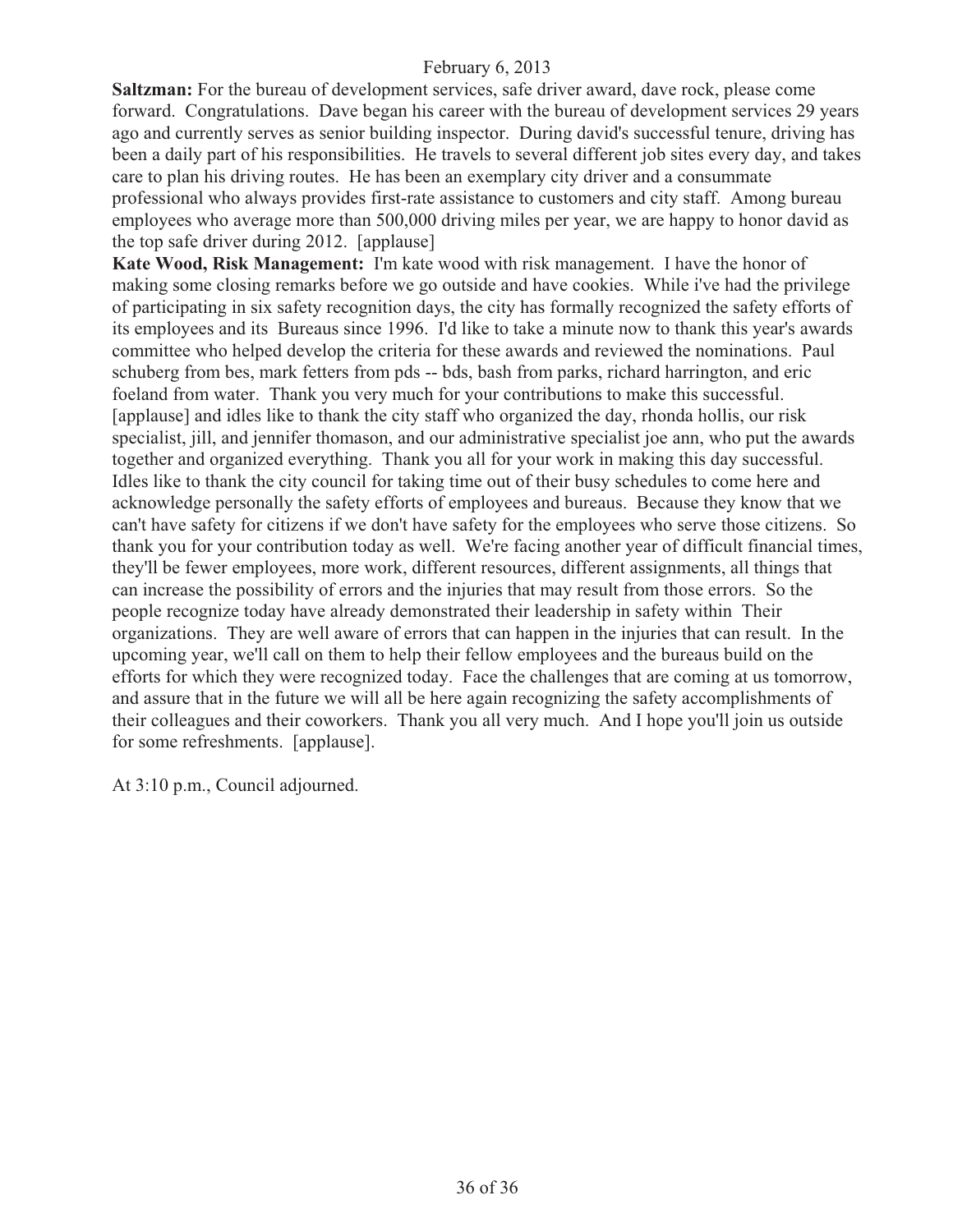**Saltzman:** For the bureau of development services, safe driver award, dave rock, please come forward. Congratulations. Dave began his career with the bureau of development services 29 years ago and currently serves as senior building inspector. During david's successful tenure, driving has been a daily part of his responsibilities. He travels to several different job sites every day, and takes care to plan his driving routes. He has been an exemplary city driver and a consummate professional who always provides first-rate assistance to customers and city staff. Among bureau employees who average more than 500,000 driving miles per year, we are happy to honor david as the top safe driver during 2012. [applause]

**Kate Wood, Risk Management:** I'm kate wood with risk management. I have the honor of making some closing remarks before we go outside and have cookies. While i've had the privilege of participating in six safety recognition days, the city has formally recognized the safety efforts of its employees and its Bureaus since 1996. I'd like to take a minute now to thank this year's awards committee who helped develop the criteria for these awards and reviewed the nominations. Paul schuberg from bes, mark fetters from pds -- bds, bash from parks, richard harrington, and eric foeland from water. Thank you very much for your contributions to make this successful. [applause] and idles like to thank the city staff who organized the day, rhonda hollis, our risk specialist, jill, and jennifer thomason, and our administrative specialist joe ann, who put the awards together and organized everything. Thank you all for your work in making this day successful. Idles like to thank the city council for taking time out of their busy schedules to come here and acknowledge personally the safety efforts of employees and bureaus. Because they know that we can't have safety for citizens if we don't have safety for the employees who serve those citizens. So thank you for your contribution today as well. We're facing another year of difficult financial times, they'll be fewer employees, more work, different resources, different assignments, all things that can increase the possibility of errors and the injuries that may result from those errors. So the people recognize today have already demonstrated their leadership in safety within Their organizations. They are well aware of errors that can happen in the injuries that can result. In the upcoming year, we'll call on them to help their fellow employees and the bureaus build on the efforts for which they were recognized today. Face the challenges that are coming at us tomorrow, and assure that in the future we will all be here again recognizing the safety accomplishments of their colleagues and their coworkers. Thank you all very much. And I hope you'll join us outside for some refreshments. [applause].

At 3:10 p.m., Council adjourned.